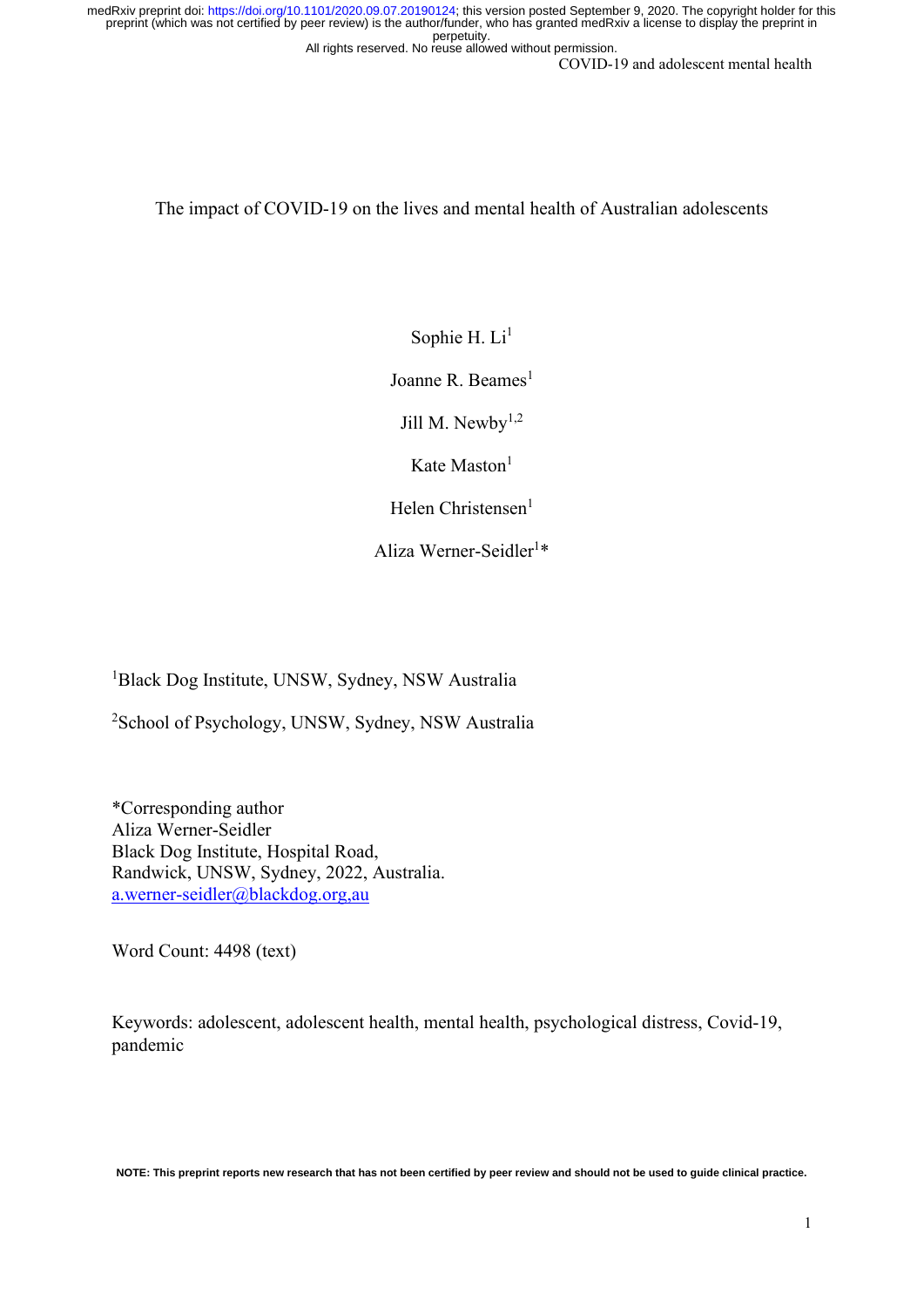# The impact of COVID-19 on the lives and mental health of Australian adolescents

Sophie H. Li[1]

Joanne R. Beames[1]

Jill M. Newby[1,2]

Kate Maston[1]

Helen Christensen[1]

Aliza Werner-Seidler[1]*

[1]Black Dog Institute, UNSW, Sydney, NSW Australia

[2]School of Psychology, UNSW, Sydney, NSW Australia

*Corresponding author
Aliza Werner-Seidler
Black Dog Institute, Hospital Road,
Randwick, UNSW, Sydney, 2022, Australia.
a.werner-seidler@blackdog.org,au

Word Count: 4498 (text)

Keywords: adolescent, adolescent health, mental health, psychological distress, Covid-19, pandemic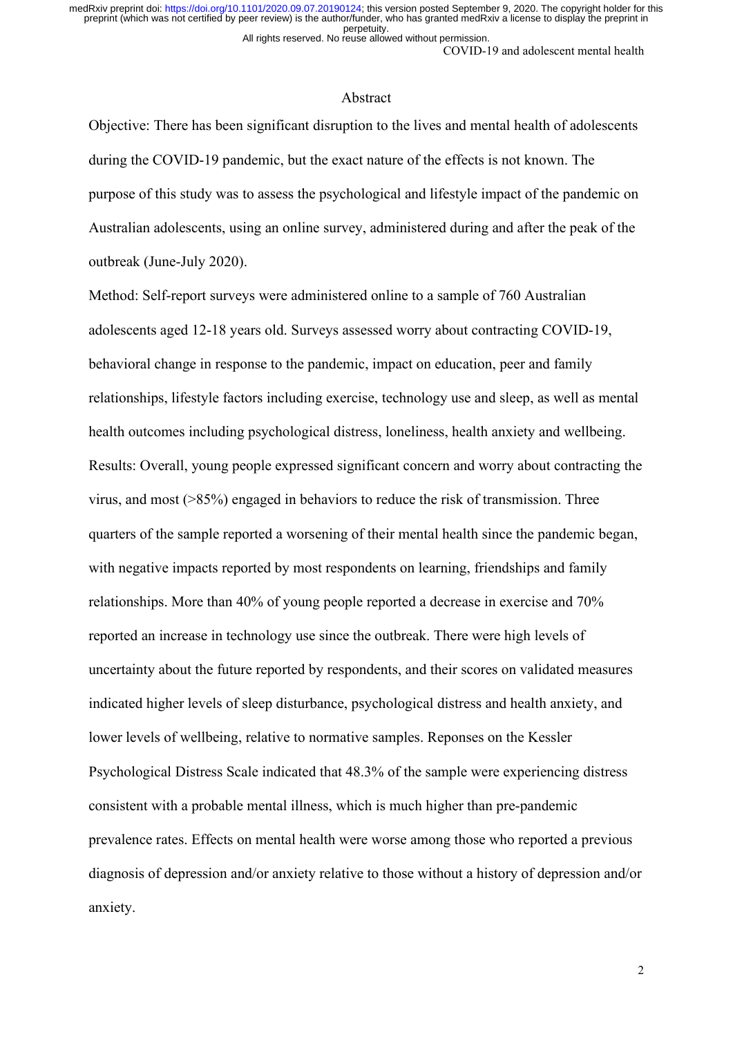## Abstract

Objective: There has been significant disruption to the lives and mental health of adolescents during the COVID-19 pandemic, but the exact nature of the effects is not known. The purpose of this study was to assess the psychological and lifestyle impact of the pandemic on Australian adolescents, using an online survey, administered during and after the peak of the outbreak (June-July 2020).

Method: Self-report surveys were administered online to a sample of 760 Australian adolescents aged 12-18 years old. Surveys assessed worry about contracting COVID-19, behavioral change in response to the pandemic, impact on education, peer and family relationships, lifestyle factors including exercise, technology use and sleep, as well as mental health outcomes including psychological distress, loneliness, health anxiety and wellbeing.

Results: Overall, young people expressed significant concern and worry about contracting the virus, and most (>85%) engaged in behaviors to reduce the risk of transmission. Three quarters of the sample reported a worsening of their mental health since the pandemic began, with negative impacts reported by most respondents on learning, friendships and family relationships. More than 40% of young people reported a decrease in exercise and 70% reported an increase in technology use since the outbreak. There were high levels of uncertainty about the future reported by respondents, and their scores on validated measures indicated higher levels of sleep disturbance, psychological distress and health anxiety, and lower levels of wellbeing, relative to normative samples. Reponses on the Kessler Psychological Distress Scale indicated that 48.3% of the sample were experiencing distress consistent with a probable mental illness, which is much higher than pre-pandemic prevalence rates. Effects on mental health were worse among those who reported a previous diagnosis of depression and/or anxiety relative to those without a history of depression and/or anxiety.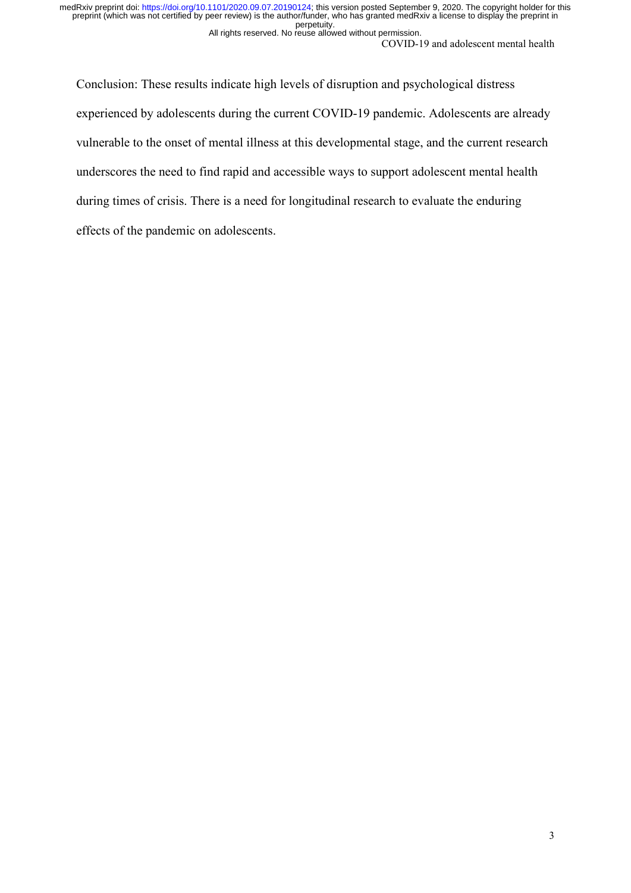Conclusion: These results indicate high levels of disruption and psychological distress experienced by adolescents during the current COVID-19 pandemic. Adolescents are already vulnerable to the onset of mental illness at this developmental stage, and the current research underscores the need to find rapid and accessible ways to support adolescent mental health during times of crisis. There is a need for longitudinal research to evaluate the enduring effects of the pandemic on adolescents.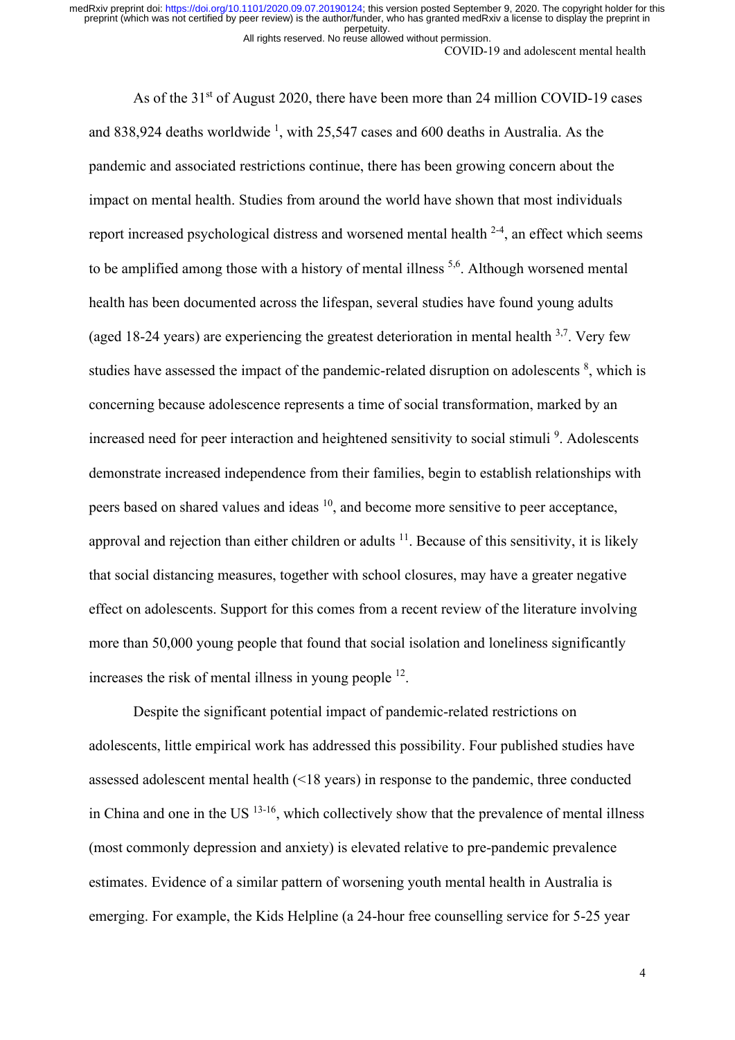As of the 31st of August 2020, there have been more than 24 million COVID-19 cases and 838,924 deaths worldwide [1], with 25,547 cases and 600 deaths in Australia. As the pandemic and associated restrictions continue, there has been growing concern about the impact on mental health. Studies from around the world have shown that most individuals report increased psychological distress and worsened mental health [2-4], an effect which seems to be amplified among those with a history of mental illness [5,6]. Although worsened mental health has been documented across the lifespan, several studies have found young adults (aged 18-24 years) are experiencing the greatest deterioration in mental health [3,7]. Very few studies have assessed the impact of the pandemic-related disruption on adolescents [8], which is concerning because adolescence represents a time of social transformation, marked by an increased need for peer interaction and heightened sensitivity to social stimuli [9]. Adolescents demonstrate increased independence from their families, begin to establish relationships with peers based on shared values and ideas [10], and become more sensitive to peer acceptance, approval and rejection than either children or adults [11]. Because of this sensitivity, it is likely that social distancing measures, together with school closures, may have a greater negative effect on adolescents. Support for this comes from a recent review of the literature involving more than 50,000 young people that found that social isolation and loneliness significantly increases the risk of mental illness in young people [12].

Despite the significant potential impact of pandemic-related restrictions on adolescents, little empirical work has addressed this possibility. Four published studies have assessed adolescent mental health (<18 years) in response to the pandemic, three conducted in China and one in the US [13-16], which collectively show that the prevalence of mental illness (most commonly depression and anxiety) is elevated relative to pre-pandemic prevalence estimates. Evidence of a similar pattern of worsening youth mental health in Australia is emerging. For example, the Kids Helpline (a 24-hour free counselling service for 5-25 year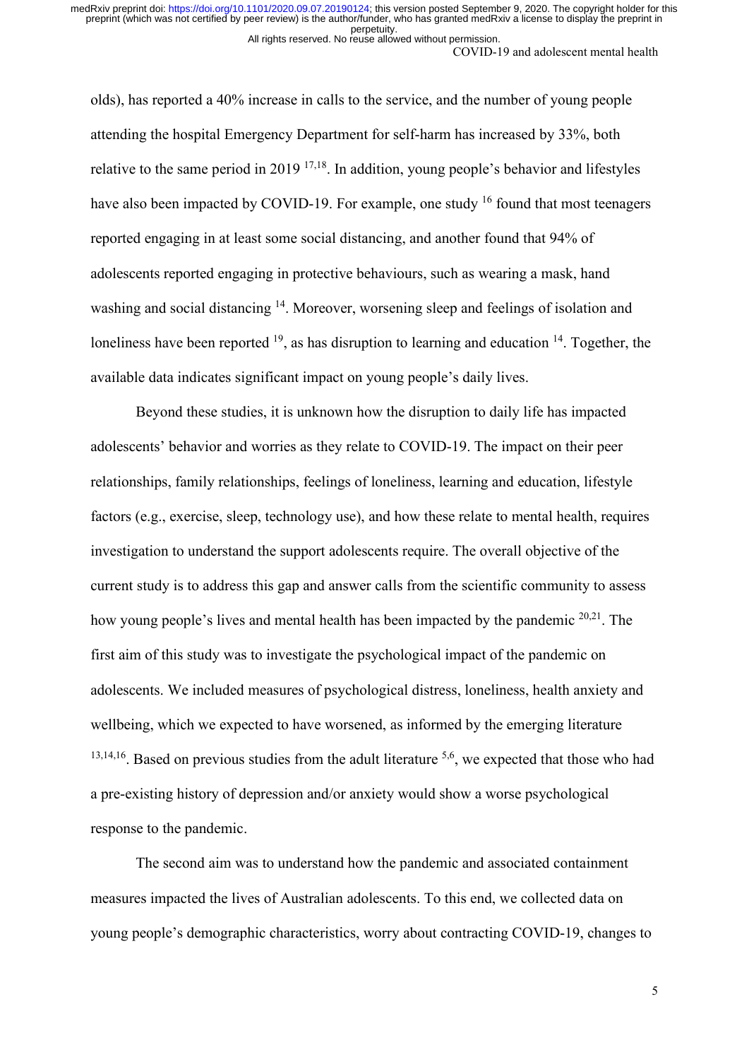olds), has reported a 40% increase in calls to the service, and the number of young people attending the hospital Emergency Department for self-harm has increased by 33%, both relative to the same period in 2019 [17,18]. In addition, young people's behavior and lifestyles have also been impacted by COVID-19. For example, one study [16] found that most teenagers reported engaging in at least some social distancing, and another found that 94% of adolescents reported engaging in protective behaviours, such as wearing a mask, hand washing and social distancing [14]. Moreover, worsening sleep and feelings of isolation and loneliness have been reported [19], as has disruption to learning and education [14]. Together, the available data indicates significant impact on young people's daily lives.

Beyond these studies, it is unknown how the disruption to daily life has impacted adolescents' behavior and worries as they relate to COVID-19. The impact on their peer relationships, family relationships, feelings of loneliness, learning and education, lifestyle factors (e.g., exercise, sleep, technology use), and how these relate to mental health, requires investigation to understand the support adolescents require. The overall objective of the current study is to address this gap and answer calls from the scientific community to assess how young people's lives and mental health has been impacted by the pandemic [20,21]. The first aim of this study was to investigate the psychological impact of the pandemic on adolescents. We included measures of psychological distress, loneliness, health anxiety and wellbeing, which we expected to have worsened, as informed by the emerging literature [13,14,16]. Based on previous studies from the adult literature [5,6], we expected that those who had a pre-existing history of depression and/or anxiety would show a worse psychological response to the pandemic.

The second aim was to understand how the pandemic and associated containment measures impacted the lives of Australian adolescents. To this end, we collected data on young people's demographic characteristics, worry about contracting COVID-19, changes to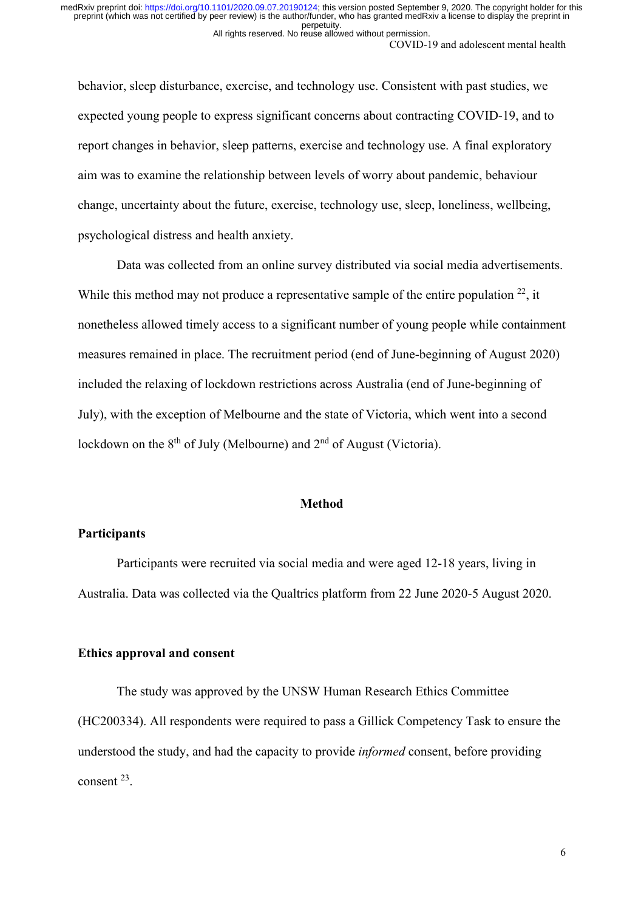behavior, sleep disturbance, exercise, and technology use. Consistent with past studies, we expected young people to express significant concerns about contracting COVID-19, and to report changes in behavior, sleep patterns, exercise and technology use. A final exploratory aim was to examine the relationship between levels of worry about pandemic, behaviour change, uncertainty about the future, exercise, technology use, sleep, loneliness, wellbeing, psychological distress and health anxiety.

Data was collected from an online survey distributed via social media advertisements. While this method may not produce a representative sample of the entire population [22], it nonetheless allowed timely access to a significant number of young people while containment measures remained in place. The recruitment period (end of June-beginning of August 2020) included the relaxing of lockdown restrictions across Australia (end of June-beginning of July), with the exception of Melbourne and the state of Victoria, which went into a second lockdown on the 8th of July (Melbourne) and 2nd of August (Victoria).

## Method

### Participants

Participants were recruited via social media and were aged 12-18 years, living in Australia. Data was collected via the Qualtrics platform from 22 June 2020-5 August 2020.

### Ethics approval and consent

The study was approved by the UNSW Human Research Ethics Committee (HC200334). All respondents were required to pass a Gillick Competency Task to ensure the understood the study, and had the capacity to provide *informed* consent, before providing consent [23].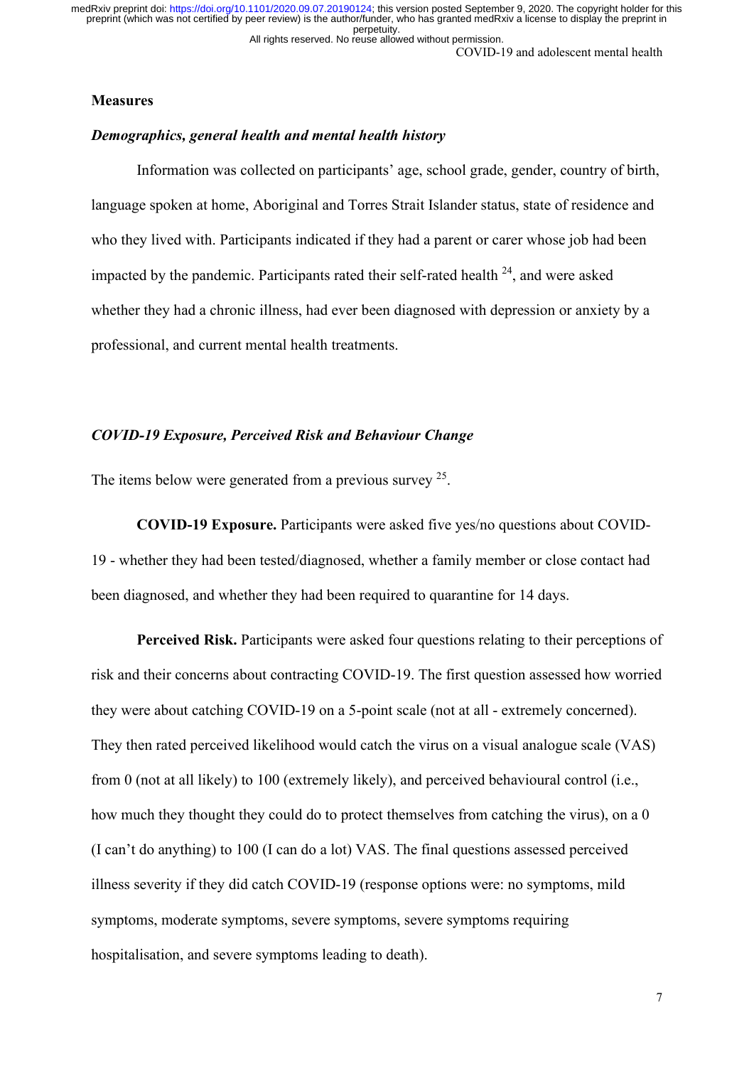## Measures

### *Demographics, general health and mental health history*

Information was collected on participants' age, school grade, gender, country of birth, language spoken at home, Aboriginal and Torres Strait Islander status, state of residence and who they lived with. Participants indicated if they had a parent or carer whose job had been impacted by the pandemic. Participants rated their self-rated health [24], and were asked whether they had a chronic illness, had ever been diagnosed with depression or anxiety by a professional, and current mental health treatments.

### *COVID-19 Exposure, Perceived Risk and Behaviour Change*

The items below were generated from a previous survey [25].

**COVID-19 Exposure.** Participants were asked five yes/no questions about COVID-19 - whether they had been tested/diagnosed, whether a family member or close contact had been diagnosed, and whether they had been required to quarantine for 14 days.

**Perceived Risk.** Participants were asked four questions relating to their perceptions of risk and their concerns about contracting COVID-19. The first question assessed how worried they were about catching COVID-19 on a 5-point scale (not at all - extremely concerned). They then rated perceived likelihood would catch the virus on a visual analogue scale (VAS) from 0 (not at all likely) to 100 (extremely likely), and perceived behavioural control (i.e., how much they thought they could do to protect themselves from catching the virus), on a 0 (I can't do anything) to 100 (I can do a lot) VAS. The final questions assessed perceived illness severity if they did catch COVID-19 (response options were: no symptoms, mild symptoms, moderate symptoms, severe symptoms, severe symptoms requiring hospitalisation, and severe symptoms leading to death).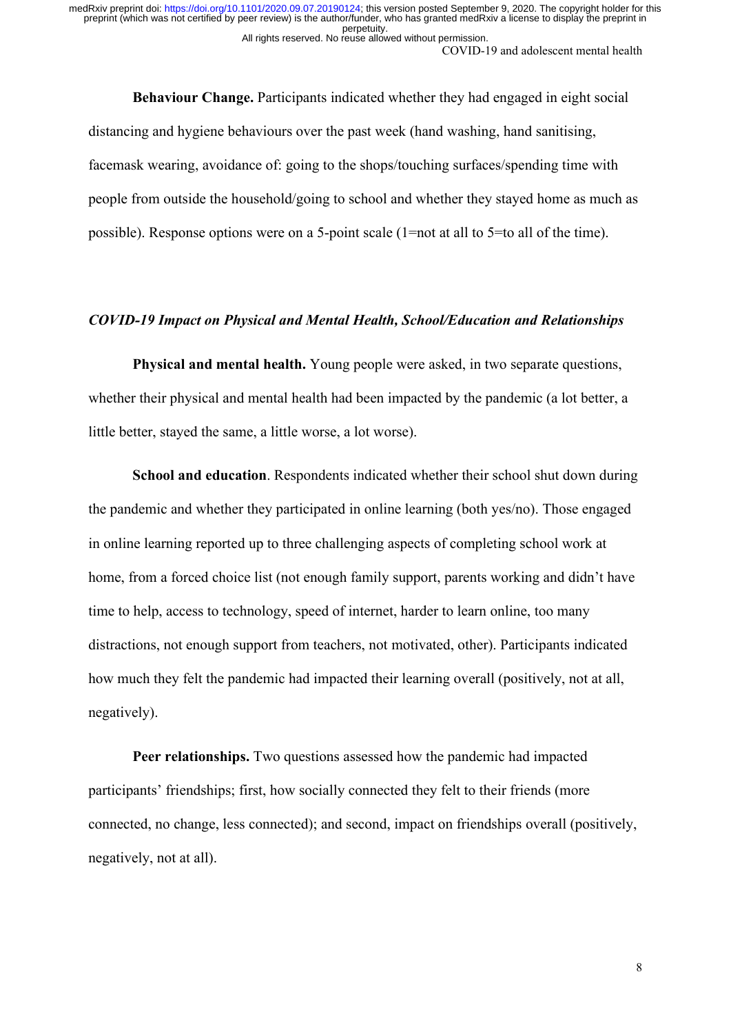**Behaviour Change.** Participants indicated whether they had engaged in eight social distancing and hygiene behaviours over the past week (hand washing, hand sanitising, facemask wearing, avoidance of: going to the shops/touching surfaces/spending time with people from outside the household/going to school and whether they stayed home as much as possible). Response options were on a 5-point scale (1=not at all to 5=to all of the time).

### *COVID-19 Impact on Physical and Mental Health, School/Education and Relationships*

**Physical and mental health.** Young people were asked, in two separate questions, whether their physical and mental health had been impacted by the pandemic (a lot better, a little better, stayed the same, a little worse, a lot worse).

**School and education**. Respondents indicated whether their school shut down during the pandemic and whether they participated in online learning (both yes/no). Those engaged in online learning reported up to three challenging aspects of completing school work at home, from a forced choice list (not enough family support, parents working and didn't have time to help, access to technology, speed of internet, harder to learn online, too many distractions, not enough support from teachers, not motivated, other). Participants indicated how much they felt the pandemic had impacted their learning overall (positively, not at all, negatively).

**Peer relationships.** Two questions assessed how the pandemic had impacted participants' friendships; first, how socially connected they felt to their friends (more connected, no change, less connected); and second, impact on friendships overall (positively, negatively, not at all).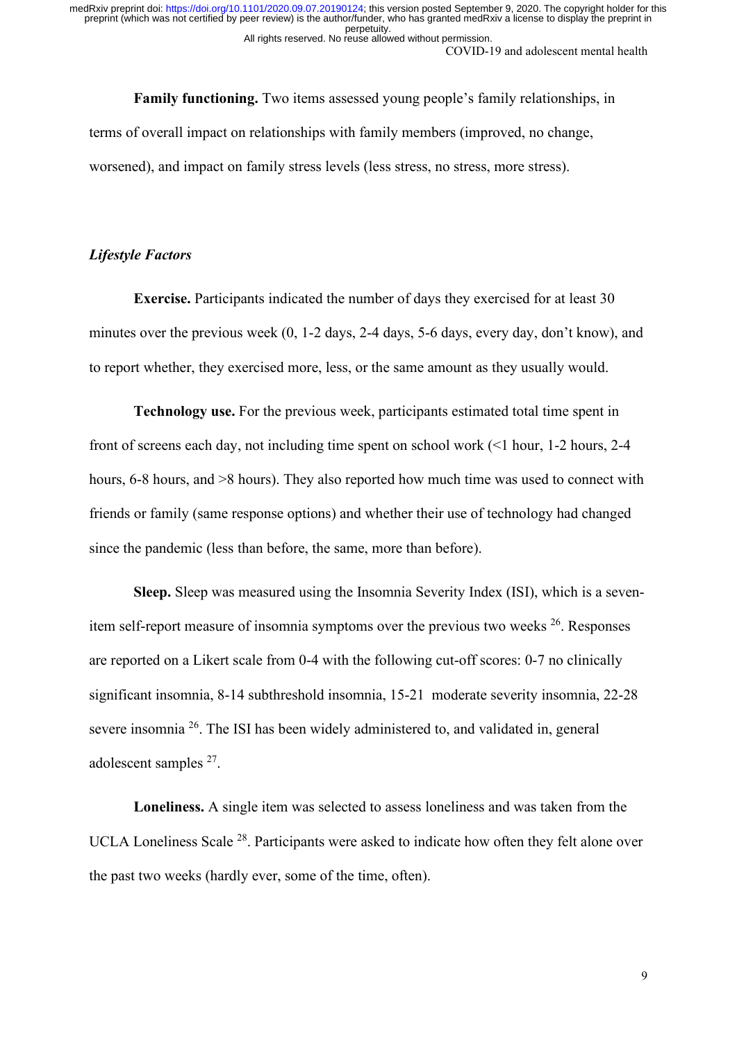**Family functioning.** Two items assessed young people's family relationships, in terms of overall impact on relationships with family members (improved, no change, worsened), and impact on family stress levels (less stress, no stress, more stress).

*Lifestyle Factors*

**Exercise.** Participants indicated the number of days they exercised for at least 30 minutes over the previous week (0, 1-2 days, 2-4 days, 5-6 days, every day, don't know), and to report whether, they exercised more, less, or the same amount as they usually would.

**Technology use.** For the previous week, participants estimated total time spent in front of screens each day, not including time spent on school work (<1 hour, 1-2 hours, 2-4 hours, 6-8 hours, and >8 hours). They also reported how much time was used to connect with friends or family (same response options) and whether their use of technology had changed since the pandemic (less than before, the same, more than before).

**Sleep.** Sleep was measured using the Insomnia Severity Index (ISI), which is a seven-item self-report measure of insomnia symptoms over the previous two weeks [26]. Responses are reported on a Likert scale from 0-4 with the following cut-off scores: 0-7 no clinically significant insomnia, 8-14 subthreshold insomnia, 15-21 moderate severity insomnia, 22-28 severe insomnia [26]. The ISI has been widely administered to, and validated in, general adolescent samples [27].

**Loneliness.** A single item was selected to assess loneliness and was taken from the UCLA Loneliness Scale [28]. Participants were asked to indicate how often they felt alone over the past two weeks (hardly ever, some of the time, often).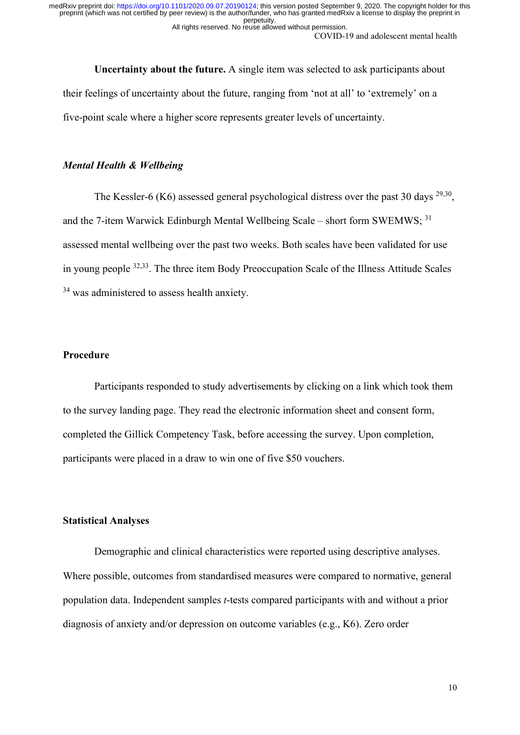**Uncertainty about the future.** A single item was selected to ask participants about their feelings of uncertainty about the future, ranging from 'not at all' to 'extremely' on a five-point scale where a higher score represents greater levels of uncertainty.

### *Mental Health & Wellbeing*

The Kessler-6 (K6) assessed general psychological distress over the past 30 days [29,30], and the 7-item Warwick Edinburgh Mental Wellbeing Scale – short form SWEMWS; [31] assessed mental wellbeing over the past two weeks. Both scales have been validated for use in young people [32,33]. The three item Body Preoccupation Scale of the Illness Attitude Scales [34] was administered to assess health anxiety.

## Procedure

Participants responded to study advertisements by clicking on a link which took them to the survey landing page. They read the electronic information sheet and consent form, completed the Gillick Competency Task, before accessing the survey. Upon completion, participants were placed in a draw to win one of five $50 vouchers.

## Statistical Analyses

Demographic and clinical characteristics were reported using descriptive analyses. Where possible, outcomes from standardised measures were compared to normative, general population data. Independent samples *t*-tests compared participants with and without a prior diagnosis of anxiety and/or depression on outcome variables (e.g., K6). Zero order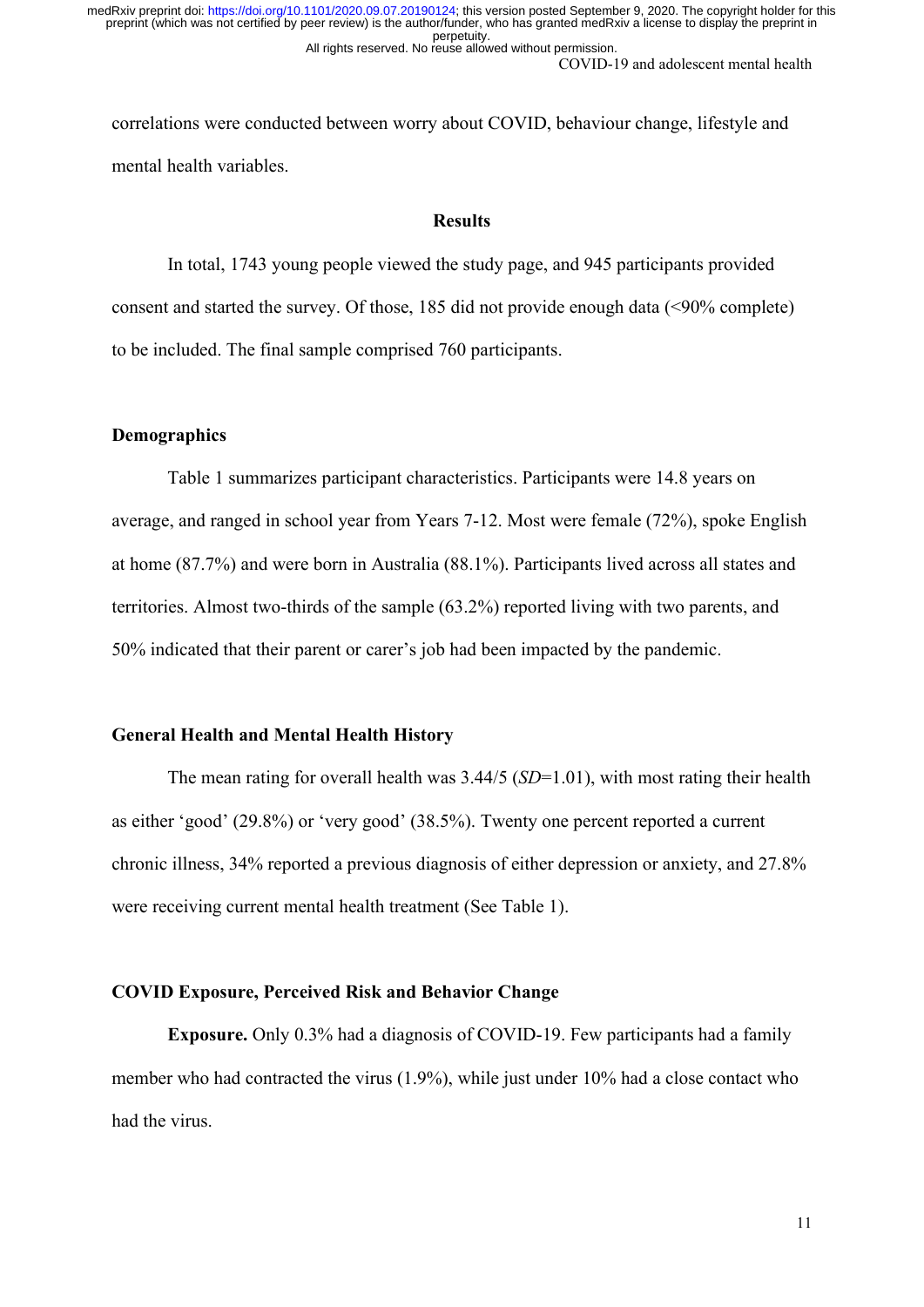correlations were conducted between worry about COVID, behaviour change, lifestyle and mental health variables.

## Results

In total, 1743 young people viewed the study page, and 945 participants provided consent and started the survey. Of those, 185 did not provide enough data (<90% complete) to be included. The final sample comprised 760 participants.

### Demographics

Table 1 summarizes participant characteristics. Participants were 14.8 years on average, and ranged in school year from Years 7-12. Most were female (72%), spoke English at home (87.7%) and were born in Australia (88.1%). Participants lived across all states and territories. Almost two-thirds of the sample (63.2%) reported living with two parents, and 50% indicated that their parent or carer's job had been impacted by the pandemic.

### General Health and Mental Health History

The mean rating for overall health was 3.44/5 (*SD*=1.01), with most rating their health as either 'good' (29.8%) or 'very good' (38.5%). Twenty one percent reported a current chronic illness, 34% reported a previous diagnosis of either depression or anxiety, and 27.8% were receiving current mental health treatment (See Table 1).

### COVID Exposure, Perceived Risk and Behavior Change

**Exposure.** Only 0.3% had a diagnosis of COVID-19. Few participants had a family member who had contracted the virus (1.9%), while just under 10% had a close contact who had the virus.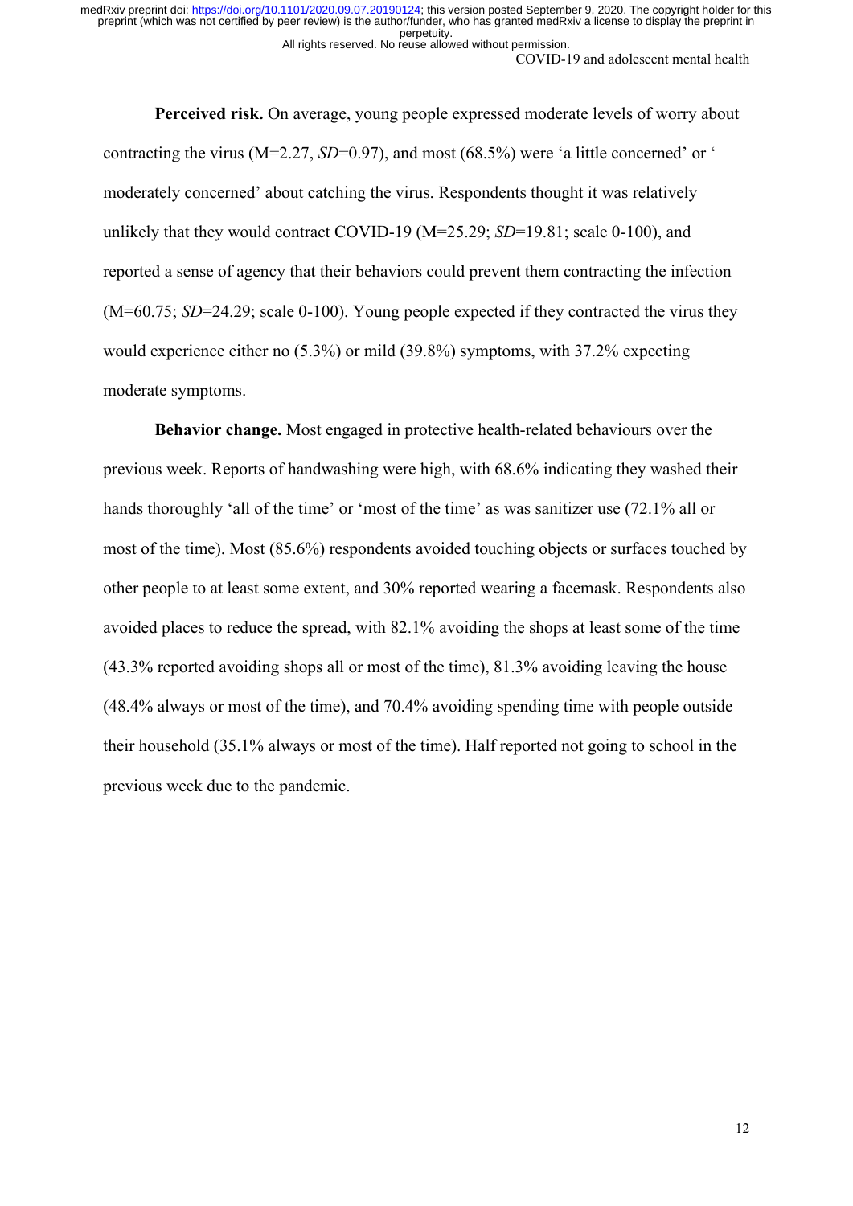**Perceived risk.** On average, young people expressed moderate levels of worry about contracting the virus (M=2.27, *SD*=0.97), and most (68.5%) were 'a little concerned' or ' moderately concerned' about catching the virus. Respondents thought it was relatively unlikely that they would contract COVID-19 (M=25.29; *SD*=19.81; scale 0-100), and reported a sense of agency that their behaviors could prevent them contracting the infection (M=60.75; *SD*=24.29; scale 0-100). Young people expected if they contracted the virus they would experience either no (5.3%) or mild (39.8%) symptoms, with 37.2% expecting moderate symptoms.

**Behavior change.** Most engaged in protective health-related behaviours over the previous week. Reports of handwashing were high, with 68.6% indicating they washed their hands thoroughly 'all of the time' or 'most of the time' as was sanitizer use (72.1% all or most of the time). Most (85.6%) respondents avoided touching objects or surfaces touched by other people to at least some extent, and 30% reported wearing a facemask. Respondents also avoided places to reduce the spread, with 82.1% avoiding the shops at least some of the time (43.3% reported avoiding shops all or most of the time), 81.3% avoiding leaving the house (48.4% always or most of the time), and 70.4% avoiding spending time with people outside their household (35.1% always or most of the time). Half reported not going to school in the previous week due to the pandemic.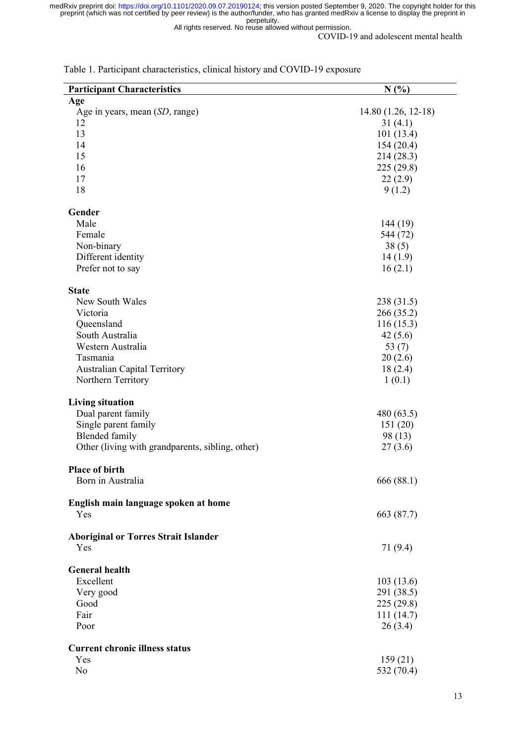Table 1. Participant characteristics, clinical history and COVID-19 exposure

| Participant Characteristics | N (%) |
|---|---|
| **Age** | |
| Age in years, mean (*SD*, range) | 14.80 (1.26, 12-18) |
| 12 | 31 (4.1) |
| 13 | 101 (13.4) |
| 14 | 154 (20.4) |
| 15 | 214 (28.3) |
| 16 | 225 (29.8) |
| 17 | 22 (2.9) |
| 18 | 9 (1.2) |
| **Gender** | |
| Male | 144 (19) |
| Female | 544 (72) |
| Non-binary | 38 (5) |
| Different identity | 14 (1.9) |
| Prefer not to say | 16 (2.1) |
| **State** | |
| New South Wales | 238 (31.5) |
| Victoria | 266 (35.2) |
| Queensland | 116 (15.3) |
| South Australia | 42 (5.6) |
| Western Australia | 53 (7) |
| Tasmania | 20 (2.6) |
| Australian Capital Territory | 18 (2.4) |
| Northern Territory | 1 (0.1) |
| **Living situation** | |
| Dual parent family | 480 (63.5) |
| Single parent family | 151 (20) |
| Blended family | 98 (13) |
| Other (living with grandparents, sibling, other) | 27 (3.6) |
| **Place of birth** | |
| Born in Australia | 666 (88.1) |
| **English main language spoken at home** | |
| Yes | 663 (87.7) |
| **Aboriginal or Torres Strait Islander** | |
| Yes | 71 (9.4) |
| **General health** | |
| Excellent | 103 (13.6) |
| Very good | 291 (38.5) |
| Good | 225 (29.8) |
| Fair | 111 (14.7) |
| Poor | 26 (3.4) |
| **Current chronic illness status** | |
| Yes | 159 (21) |
| No | 532 (70.4) |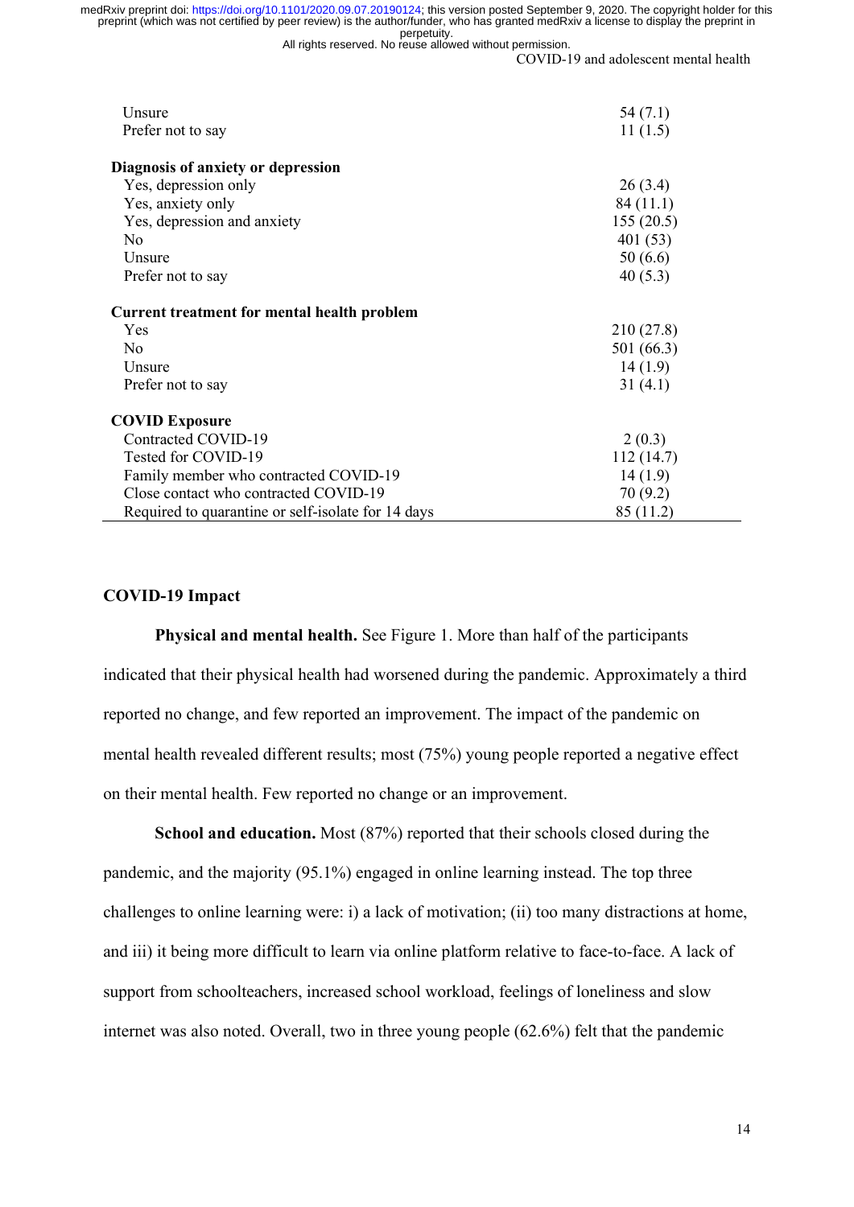| | |
|---|---|
| Unsure | 54 (7.1) |
| Prefer not to say | 11 (1.5) |
| **Diagnosis of anxiety or depression** | |
| Yes, depression only | 26 (3.4) |
| Yes, anxiety only | 84 (11.1) |
| Yes, depression and anxiety | 155 (20.5) |
| No | 401 (53) |
| Unsure | 50 (6.6) |
| Prefer not to say | 40 (5.3) |
| **Current treatment for mental health problem** | |
| Yes | 210 (27.8) |
| No | 501 (66.3) |
| Unsure | 14 (1.9) |
| Prefer not to say | 31 (4.1) |
| **COVID Exposure** | |
| Contracted COVID-19 | 2 (0.3) |
| Tested for COVID-19 | 112 (14.7) |
| Family member who contracted COVID-19 | 14 (1.9) |
| Close contact who contracted COVID-19 | 70 (9.2) |
| Required to quarantine or self-isolate for 14 days | 85 (11.2) |

## COVID-19 Impact

**Physical and mental health.** See Figure 1. More than half of the participants indicated that their physical health had worsened during the pandemic. Approximately a third reported no change, and few reported an improvement. The impact of the pandemic on mental health revealed different results; most (75%) young people reported a negative effect on their mental health. Few reported no change or an improvement.

**School and education.** Most (87%) reported that their schools closed during the pandemic, and the majority (95.1%) engaged in online learning instead. The top three challenges to online learning were: i) a lack of motivation; (ii) too many distractions at home, and iii) it being more difficult to learn via online platform relative to face-to-face. A lack of support from schoolteachers, increased school workload, feelings of loneliness and slow internet was also noted. Overall, two in three young people (62.6%) felt that the pandemic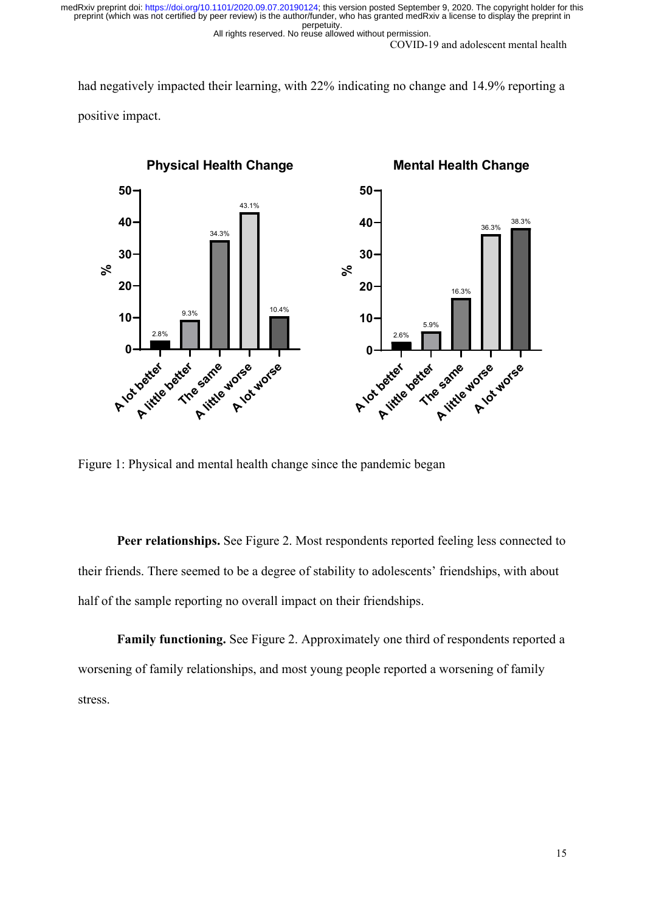had negatively impacted their learning, with 22% indicating no change and 14.9% reporting a positive impact.

Figure 1: Physical and mental health change since the pandemic began

**Peer relationships.** See Figure 2. Most respondents reported feeling less connected to their friends. There seemed to be a degree of stability to adolescents' friendships, with about half of the sample reporting no overall impact on their friendships.

**Family functioning.** See Figure 2. Approximately one third of respondents reported a worsening of family relationships, and most young people reported a worsening of family stress.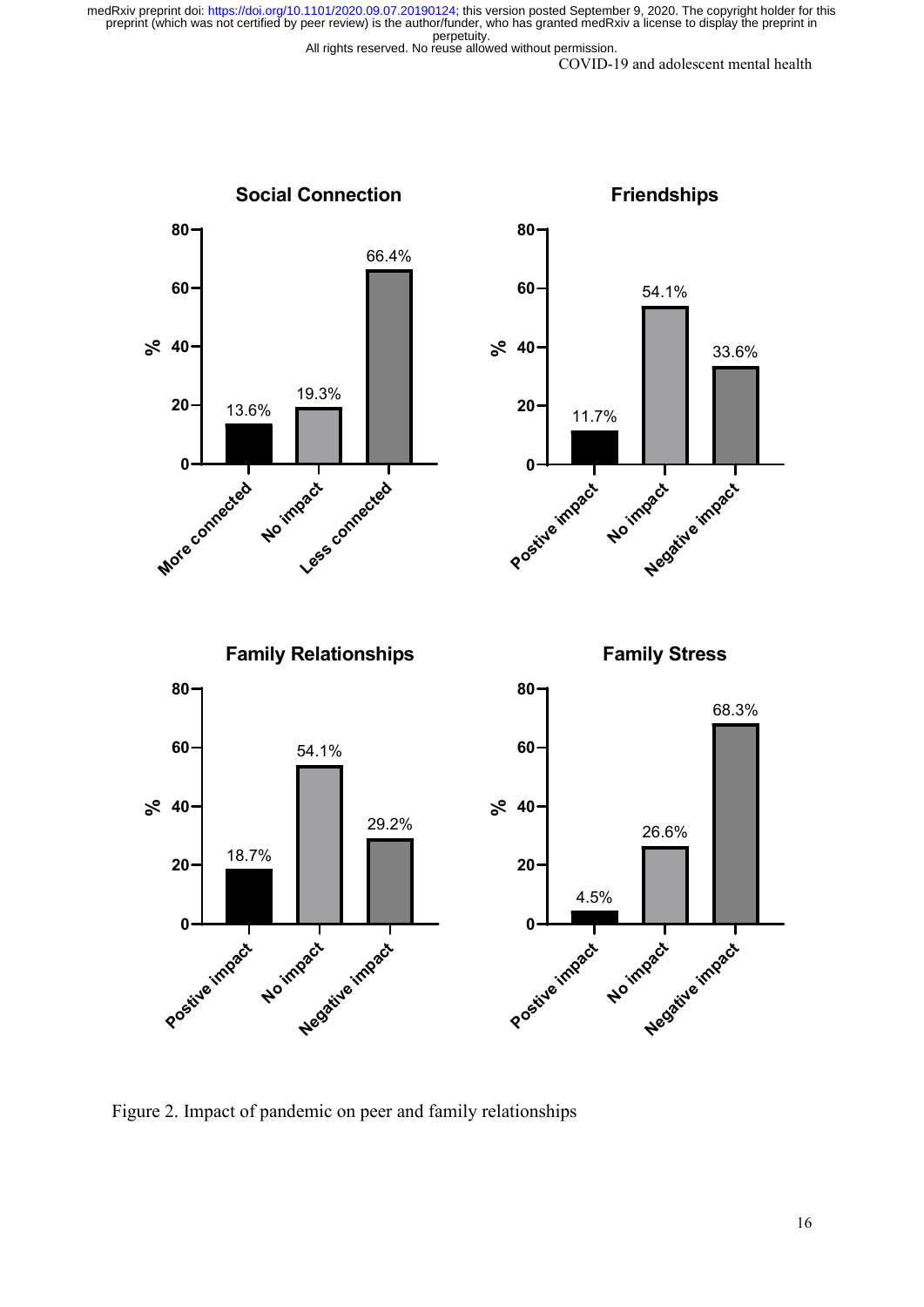**Social Connection**

| | % |
|---|---|
| More connected | 13.6% |
| No impact | 19.3% |
| Less connected | 66.4% |

**Friendships**

| | % |
|---|---|
| Postive impact | 11.7% |
| No impact | 54.1% |
| Negative impact | 33.6% |

**Family Relationships**

| | % |
|---|---|
| Postive impact | 18.7% |
| No impact | 54.1% |
| Negative impact | 29.2% |

**Family Stress**

| | % |
|---|---|
| Postive impact | 4.5% |
| No impact | 26.6% |
| Negative impact | 68.3% |

Figure 2. Impact of pandemic on peer and family relationships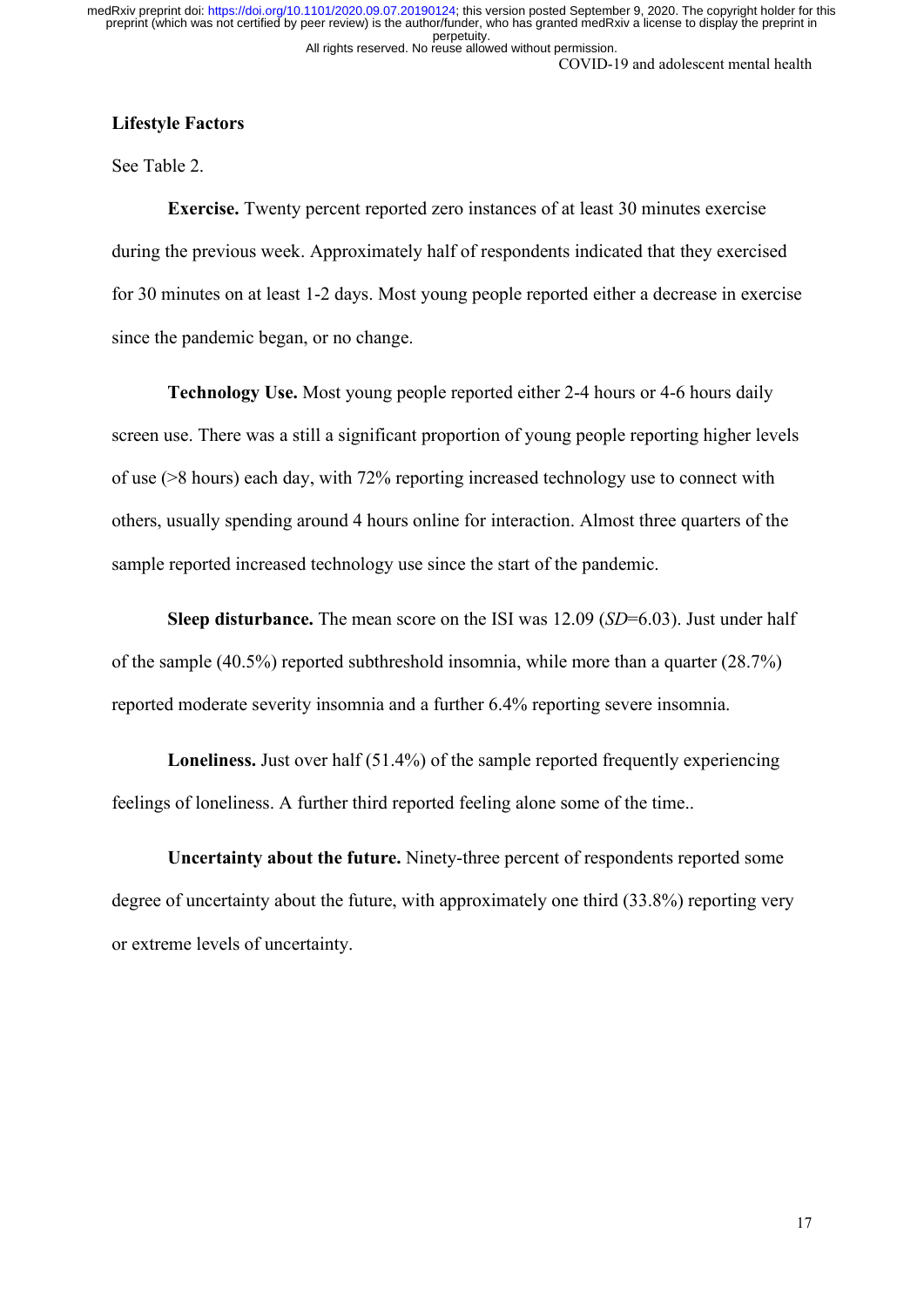## Lifestyle Factors

See Table 2.

**Exercise.** Twenty percent reported zero instances of at least 30 minutes exercise during the previous week. Approximately half of respondents indicated that they exercised for 30 minutes on at least 1-2 days. Most young people reported either a decrease in exercise since the pandemic began, or no change.

**Technology Use.** Most young people reported either 2-4 hours or 4-6 hours daily screen use. There was a still a significant proportion of young people reporting higher levels of use (>8 hours) each day, with 72% reporting increased technology use to connect with others, usually spending around 4 hours online for interaction. Almost three quarters of the sample reported increased technology use since the start of the pandemic.

**Sleep disturbance.** The mean score on the ISI was 12.09 (*SD*=6.03). Just under half of the sample (40.5%) reported subthreshold insomnia, while more than a quarter (28.7%) reported moderate severity insomnia and a further 6.4% reporting severe insomnia.

**Loneliness.** Just over half (51.4%) of the sample reported frequently experiencing feelings of loneliness. A further third reported feeling alone some of the time..

**Uncertainty about the future.** Ninety-three percent of respondents reported some degree of uncertainty about the future, with approximately one third (33.8%) reporting very or extreme levels of uncertainty.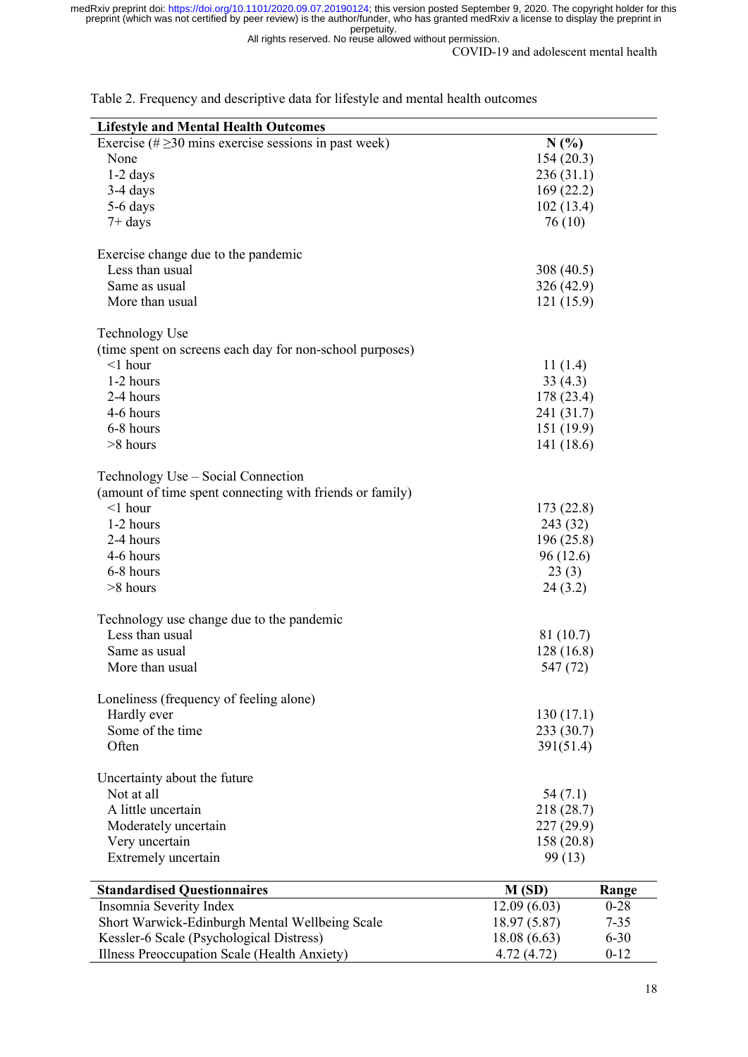Table 2. Frequency and descriptive data for lifestyle and mental health outcomes

| Lifestyle and Mental Health Outcomes | |
|---|---|
| Exercise (# ≥30 mins exercise sessions in past week) | **N (%)** |
| None | 154 (20.3) |
| 1-2 days | 236 (31.1) |
| 3-4 days | 169 (22.2) |
| 5-6 days | 102 (13.4) |
| 7+ days | 76 (10) |
| | |
| Exercise change due to the pandemic | |
| Less than usual | 308 (40.5) |
| Same as usual | 326 (42.9) |
| More than usual | 121 (15.9) |
| | |
| Technology Use (time spent on screens each day for non-school purposes) | |
| <1 hour | 11 (1.4) |
| 1-2 hours | 33 (4.3) |
| 2-4 hours | 178 (23.4) |
| 4-6 hours | 241 (31.7) |
| 6-8 hours | 151 (19.9) |
| >8 hours | 141 (18.6) |
| | |
| Technology Use – Social Connection (amount of time spent connecting with friends or family) | |
| <1 hour | 173 (22.8) |
| 1-2 hours | 243 (32) |
| 2-4 hours | 196 (25.8) |
| 4-6 hours | 96 (12.6) |
| 6-8 hours | 23 (3) |
| >8 hours | 24 (3.2) |
| | |
| Technology use change due to the pandemic | |
| Less than usual | 81 (10.7) |
| Same as usual | 128 (16.8) |
| More than usual | 547 (72) |
| | |
| Loneliness (frequency of feeling alone) | |
| Hardly ever | 130 (17.1) |
| Some of the time | 233 (30.7) |
| Often | 391(51.4) |
| | |
| Uncertainty about the future | |
| Not at all | 54 (7.1) |
| A little uncertain | 218 (28.7) |
| Moderately uncertain | 227 (29.9) |
| Very uncertain | 158 (20.8) |
| Extremely uncertain | 99 (13) |

| Standardised Questionnaires | M (SD) | Range |
|---|---|---|
| Insomnia Severity Index | 12.09 (6.03) | 0-28 |
| Short Warwick-Edinburgh Mental Wellbeing Scale | 18.97 (5.87) | 7-35 |
| Kessler-6 Scale (Psychological Distress) | 18.08 (6.63) | 6-30 |
| Illness Preoccupation Scale (Health Anxiety) | 4.72 (4.72) | 0-12 |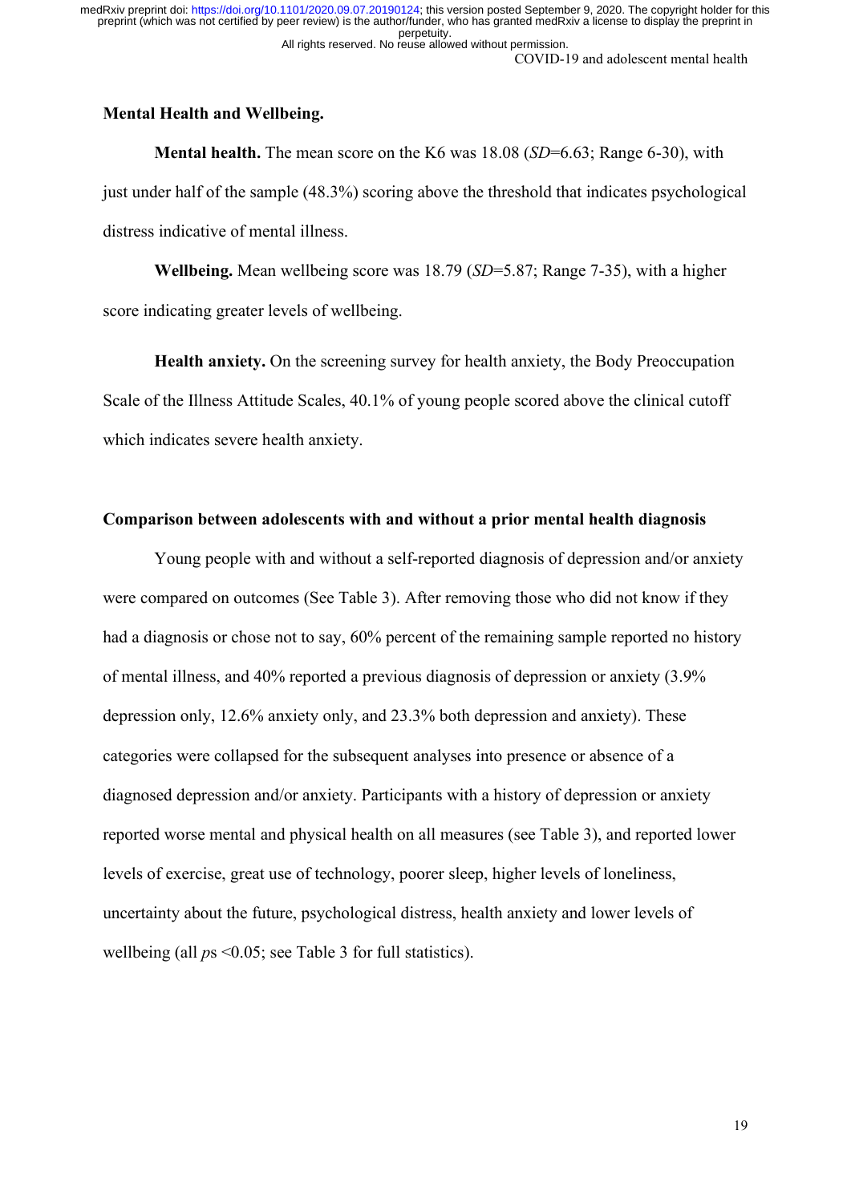### Mental Health and Wellbeing.

**Mental health.** The mean score on the K6 was 18.08 (*SD*=6.63; Range 6-30), with just under half of the sample (48.3%) scoring above the threshold that indicates psychological distress indicative of mental illness.

**Wellbeing.** Mean wellbeing score was 18.79 (*SD*=5.87; Range 7-35), with a higher score indicating greater levels of wellbeing.

**Health anxiety.** On the screening survey for health anxiety, the Body Preoccupation Scale of the Illness Attitude Scales, 40.1% of young people scored above the clinical cutoff which indicates severe health anxiety.

### Comparison between adolescents with and without a prior mental health diagnosis

Young people with and without a self-reported diagnosis of depression and/or anxiety were compared on outcomes (See Table 3). After removing those who did not know if they had a diagnosis or chose not to say, 60% percent of the remaining sample reported no history of mental illness, and 40% reported a previous diagnosis of depression or anxiety (3.9% depression only, 12.6% anxiety only, and 23.3% both depression and anxiety). These categories were collapsed for the subsequent analyses into presence or absence of a diagnosed depression and/or anxiety. Participants with a history of depression or anxiety reported worse mental and physical health on all measures (see Table 3), and reported lower levels of exercise, great use of technology, poorer sleep, higher levels of loneliness, uncertainty about the future, psychological distress, health anxiety and lower levels of wellbeing (all *p*s <0.05; see Table 3 for full statistics).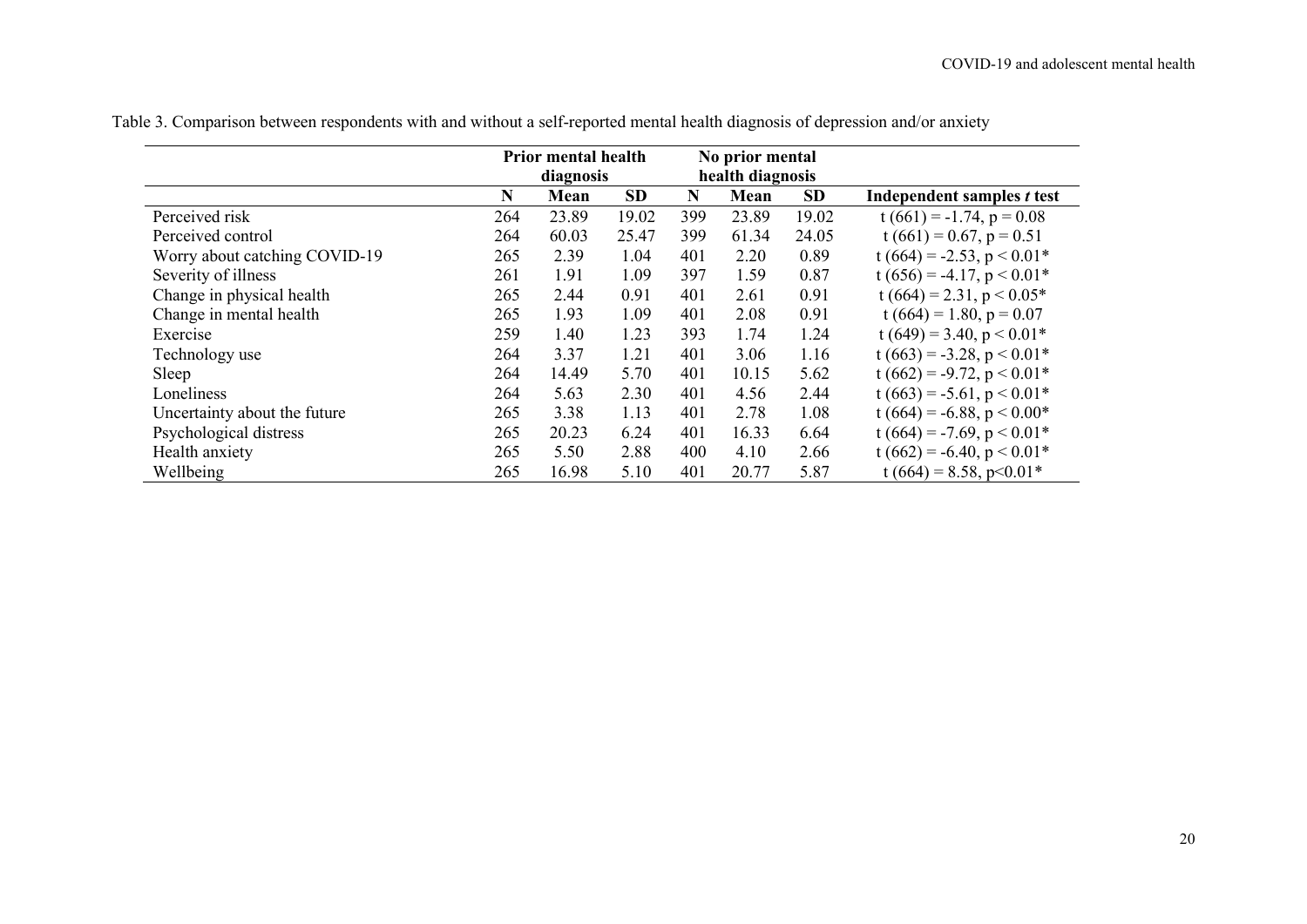Table 3. Comparison between respondents with and without a self-reported mental health diagnosis of depression and/or anxiety

| | Prior mental health diagnosis | | | No prior mental health diagnosis | | | |
|---|---|---|---|---|---|---|---|
| | **N** | **Mean** | **SD** | **N** | **Mean** | **SD** | **Independent samples *t* test** |
| Perceived risk | 264 | 23.89 | 19.02 | 399 | 23.89 | 19.02 | $t(661) = -1.74$, $p = 0.08$ |
| Perceived control | 264 | 60.03 | 25.47 | 399 | 61.34 | 24.05 | $t(661) = 0.67$, $p = 0.51$ |
| Worry about catching COVID-19 | 265 | 2.39 | 1.04 | 401 | 2.20 | 0.89 | $t(664) = -2.53$, $p < 0.01$* |
| Severity of illness | 261 | 1.91 | 1.09 | 397 | 1.59 | 0.87 | $t(656) = -4.17$, $p < 0.01$* |
| Change in physical health | 265 | 2.44 | 0.91 | 401 | 2.61 | 0.91 | $t(664) = 2.31$, $p < 0.05$* |
| Change in mental health | 265 | 1.93 | 1.09 | 401 | 2.08 | 0.91 | $t(664) = 1.80$, $p = 0.07$ |
| Exercise | 259 | 1.40 | 1.23 | 393 | 1.74 | 1.24 | $t(649) = 3.40$, $p < 0.01$* |
| Technology use | 264 | 3.37 | 1.21 | 401 | 3.06 | 1.16 | $t(663) = -3.28$, $p < 0.01$* |
| Sleep | 264 | 14.49 | 5.70 | 401 | 10.15 | 5.62 | $t(662) = -9.72$, $p < 0.01$* |
| Loneliness | 264 | 5.63 | 2.30 | 401 | 4.56 | 2.44 | $t(663) = -5.61$, $p < 0.01$* |
| Uncertainty about the future | 265 | 3.38 | 1.13 | 401 | 2.78 | 1.08 | $t(664) = -6.88$, $p < 0.00$* |
| Psychological distress | 265 | 20.23 | 6.24 | 401 | 16.33 | 6.64 | $t(664) = -7.69$, $p < 0.01$* |
| Health anxiety | 265 | 5.50 | 2.88 | 400 | 4.10 | 2.66 | $t(662) = -6.40$, $p < 0.01$* |
| Wellbeing | 265 | 16.98 | 5.10 | 401 | 20.77 | 5.87 | $t(664) = 8.58$, $p<0.01$* |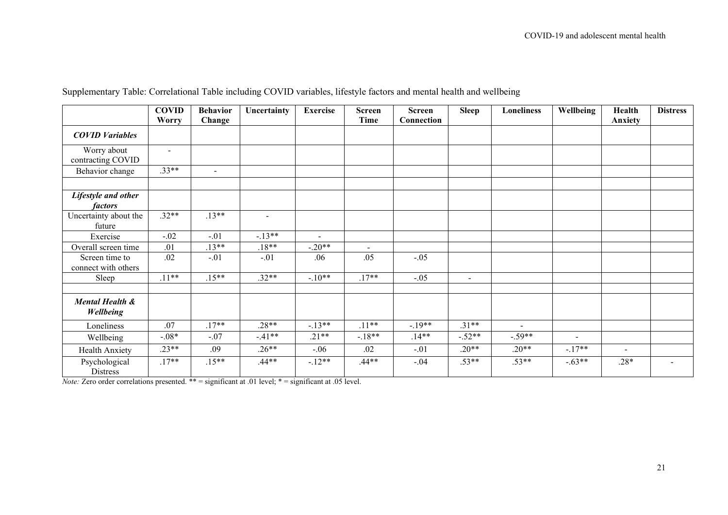Supplementary Table: Correlational Table including COVID variables, lifestyle factors and mental health and wellbeing

| | COVID Worry | Behavior Change | Uncertainty | Exercise | Screen Time | Screen Connection | Sleep | Loneliness | Wellbeing | Health Anxiety | Distress |
|---|---|---|---|---|---|---|---|---|---|---|---|
| ***COVID Variables*** | | | | | | | | | | | |
| Worry about contracting COVID | - | | | | | | | | | | |
| Behavior change | .33** | - | | | | | | | | | |
| | | | | | | | | | | | |
| ***Lifestyle and other factors*** | | | | | | | | | | | |
| Uncertainty about the future | .32** | .13** | - | | | | | | | | |
| Exercise | -.02 | -.01 | -.13** | - | | | | | | | |
| Overall screen time | .01 | .13** | .18** | -.20** | - | | | | | | |
| Screen time to connect with others | .02 | -.01 | -.01 | .06 | .05 | -.05 | | | | | |
| Sleep | .11** | .15** | .32** | -.10** | .17** | -.05 | - | | | | |
| | | | | | | | | | | | |
| ***Mental Health & Wellbeing*** | | | | | | | | | | | |
| Loneliness | .07 | .17** | .28** | -.13** | .11** | -.19** | .31** | - | | | |
| Wellbeing | -.08* | -.07 | -.41** | .21** | -.18** | .14** | -.52** | -.59** | - | | |
| Health Anxiety | .23** | .09 | .26** | -.06 | .02 | -.01 | .20** | .20** | -.17** | - | |
| Psychological Distress | .17** | .15** | .44** | -.12** | .44** | -.04 | .53** | .53** | -.63** | .28* | - |

*Note:* Zero order correlations presented. ** = significant at .01 level; * = significant at .05 level.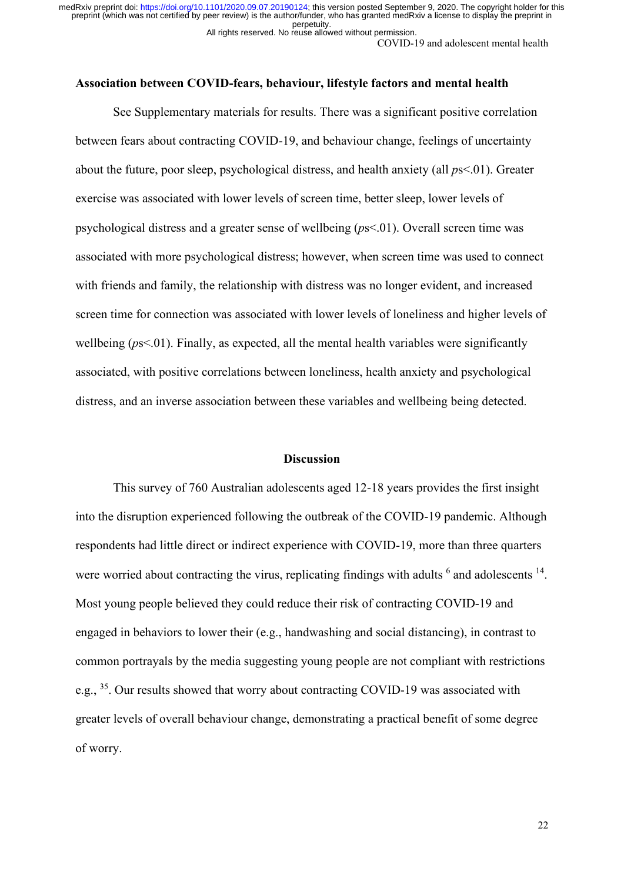### Association between COVID-fears, behaviour, lifestyle factors and mental health

See Supplementary materials for results. There was a significant positive correlation between fears about contracting COVID-19, and behaviour change, feelings of uncertainty about the future, poor sleep, psychological distress, and health anxiety (all *p*s<.01). Greater exercise was associated with lower levels of screen time, better sleep, lower levels of psychological distress and a greater sense of wellbeing (*p*s<.01). Overall screen time was associated with more psychological distress; however, when screen time was used to connect with friends and family, the relationship with distress was no longer evident, and increased screen time for connection was associated with lower levels of loneliness and higher levels of wellbeing (*p*s<.01). Finally, as expected, all the mental health variables were significantly associated, with positive correlations between loneliness, health anxiety and psychological distress, and an inverse association between these variables and wellbeing being detected.

## Discussion

This survey of 760 Australian adolescents aged 12-18 years provides the first insight into the disruption experienced following the outbreak of the COVID-19 pandemic. Although respondents had little direct or indirect experience with COVID-19, more than three quarters were worried about contracting the virus, replicating findings with adults [6] and adolescents [14]. Most young people believed they could reduce their risk of contracting COVID-19 and engaged in behaviors to lower their (e.g., handwashing and social distancing), in contrast to common portrayals by the media suggesting young people are not compliant with restrictions e.g., [35]. Our results showed that worry about contracting COVID-19 was associated with greater levels of overall behaviour change, demonstrating a practical benefit of some degree of worry.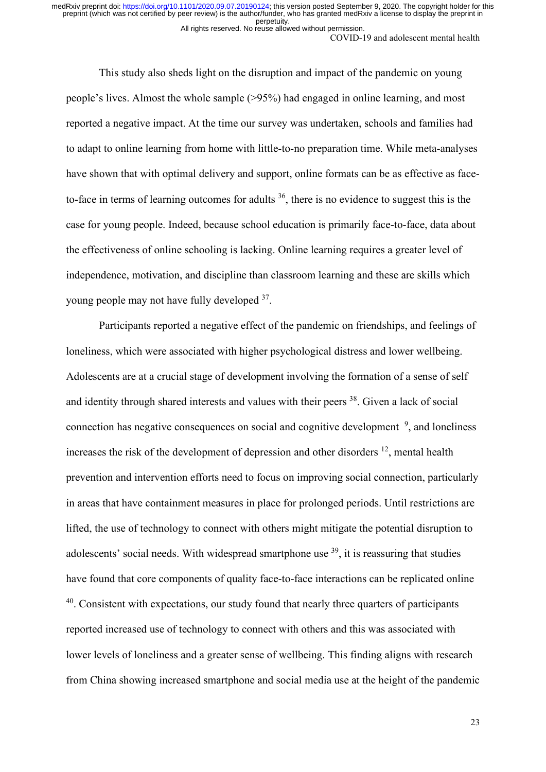This study also sheds light on the disruption and impact of the pandemic on young people's lives. Almost the whole sample (>95%) had engaged in online learning, and most reported a negative impact. At the time our survey was undertaken, schools and families had to adapt to online learning from home with little-to-no preparation time. While meta-analyses have shown that with optimal delivery and support, online formats can be as effective as face-to-face in terms of learning outcomes for adults [36], there is no evidence to suggest this is the case for young people. Indeed, because school education is primarily face-to-face, data about the effectiveness of online schooling is lacking. Online learning requires a greater level of independence, motivation, and discipline than classroom learning and these are skills which young people may not have fully developed [37].

Participants reported a negative effect of the pandemic on friendships, and feelings of loneliness, which were associated with higher psychological distress and lower wellbeing. Adolescents are at a crucial stage of development involving the formation of a sense of self and identity through shared interests and values with their peers [38]. Given a lack of social connection has negative consequences on social and cognitive development [9], and loneliness increases the risk of the development of depression and other disorders [12], mental health prevention and intervention efforts need to focus on improving social connection, particularly in areas that have containment measures in place for prolonged periods. Until restrictions are lifted, the use of technology to connect with others might mitigate the potential disruption to adolescents' social needs. With widespread smartphone use [39], it is reassuring that studies have found that core components of quality face-to-face interactions can be replicated online [40]. Consistent with expectations, our study found that nearly three quarters of participants reported increased use of technology to connect with others and this was associated with lower levels of loneliness and a greater sense of wellbeing. This finding aligns with research from China showing increased smartphone and social media use at the height of the pandemic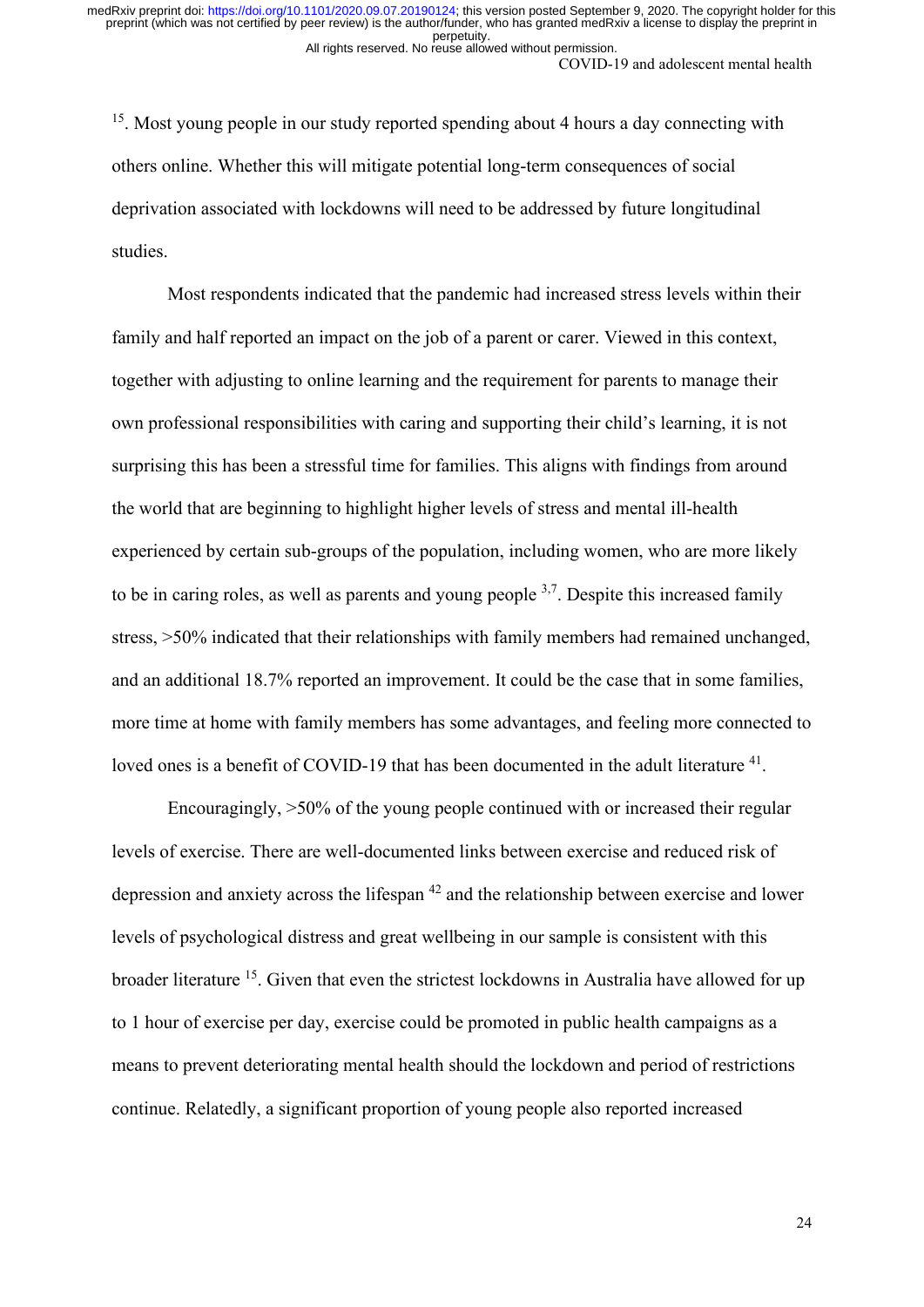[15]. Most young people in our study reported spending about 4 hours a day connecting with others online. Whether this will mitigate potential long-term consequences of social deprivation associated with lockdowns will need to be addressed by future longitudinal studies.

Most respondents indicated that the pandemic had increased stress levels within their family and half reported an impact on the job of a parent or carer. Viewed in this context, together with adjusting to online learning and the requirement for parents to manage their own professional responsibilities with caring and supporting their child's learning, it is not surprising this has been a stressful time for families. This aligns with findings from around the world that are beginning to highlight higher levels of stress and mental ill-health experienced by certain sub-groups of the population, including women, who are more likely to be in caring roles, as well as parents and young people [3,7]. Despite this increased family stress, >50% indicated that their relationships with family members had remained unchanged, and an additional 18.7% reported an improvement. It could be the case that in some families, more time at home with family members has some advantages, and feeling more connected to loved ones is a benefit of COVID-19 that has been documented in the adult literature [41].

Encouragingly, >50% of the young people continued with or increased their regular levels of exercise. There are well-documented links between exercise and reduced risk of depression and anxiety across the lifespan [42] and the relationship between exercise and lower levels of psychological distress and great wellbeing in our sample is consistent with this broader literature [15]. Given that even the strictest lockdowns in Australia have allowed for up to 1 hour of exercise per day, exercise could be promoted in public health campaigns as a means to prevent deteriorating mental health should the lockdown and period of restrictions continue. Relatedly, a significant proportion of young people also reported increased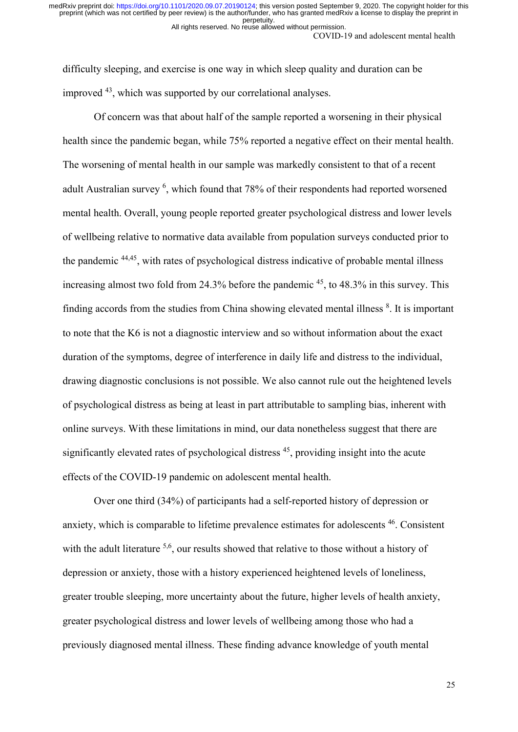difficulty sleeping, and exercise is one way in which sleep quality and duration can be improved [43], which was supported by our correlational analyses.

Of concern was that about half of the sample reported a worsening in their physical health since the pandemic began, while 75% reported a negative effect on their mental health. The worsening of mental health in our sample was markedly consistent to that of a recent adult Australian survey [6], which found that 78% of their respondents had reported worsened mental health. Overall, young people reported greater psychological distress and lower levels of wellbeing relative to normative data available from population surveys conducted prior to the pandemic [44,45], with rates of psychological distress indicative of probable mental illness increasing almost two fold from 24.3% before the pandemic [45], to 48.3% in this survey. This finding accords from the studies from China showing elevated mental illness [8]. It is important to note that the K6 is not a diagnostic interview and so without information about the exact duration of the symptoms, degree of interference in daily life and distress to the individual, drawing diagnostic conclusions is not possible. We also cannot rule out the heightened levels of psychological distress as being at least in part attributable to sampling bias, inherent with online surveys. With these limitations in mind, our data nonetheless suggest that there are significantly elevated rates of psychological distress [45], providing insight into the acute effects of the COVID-19 pandemic on adolescent mental health.

Over one third (34%) of participants had a self-reported history of depression or anxiety, which is comparable to lifetime prevalence estimates for adolescents [46]. Consistent with the adult literature [5,6], our results showed that relative to those without a history of depression or anxiety, those with a history experienced heightened levels of loneliness, greater trouble sleeping, more uncertainty about the future, higher levels of health anxiety, greater psychological distress and lower levels of wellbeing among those who had a previously diagnosed mental illness. These finding advance knowledge of youth mental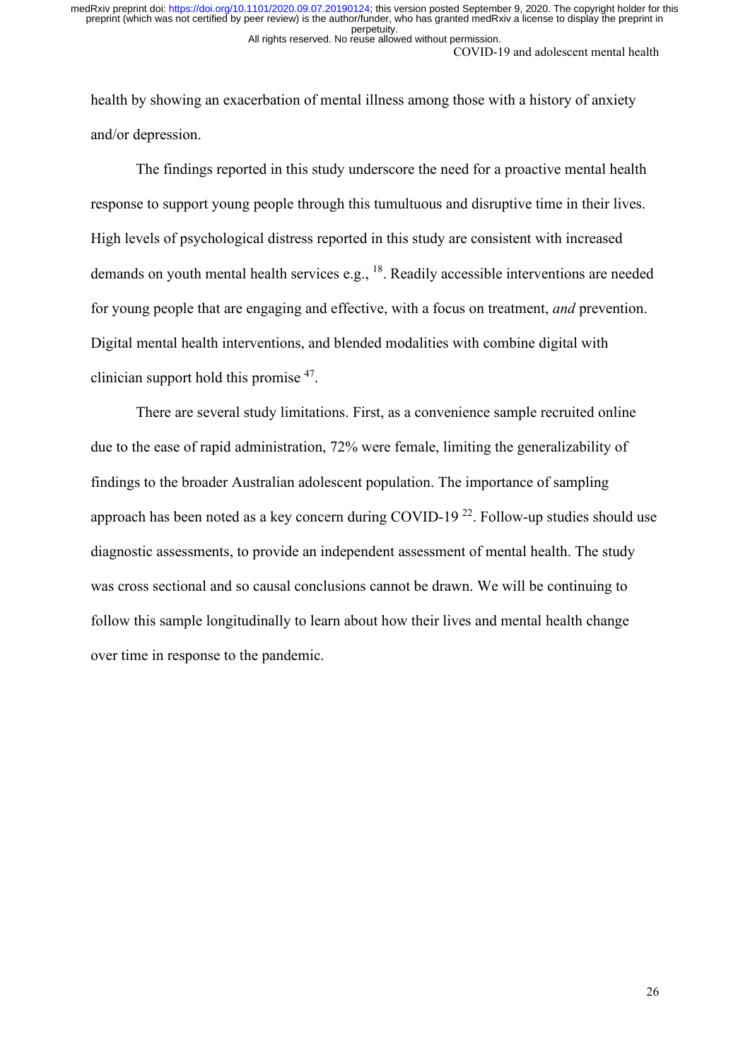health by showing an exacerbation of mental illness among those with a history of anxiety and/or depression.

The findings reported in this study underscore the need for a proactive mental health response to support young people through this tumultuous and disruptive time in their lives. High levels of psychological distress reported in this study are consistent with increased demands on youth mental health services e.g., [18]. Readily accessible interventions are needed for young people that are engaging and effective, with a focus on treatment, *and* prevention. Digital mental health interventions, and blended modalities with combine digital with clinician support hold this promise [47].

There are several study limitations. First, as a convenience sample recruited online due to the ease of rapid administration, 72% were female, limiting the generalizability of findings to the broader Australian adolescent population. The importance of sampling approach has been noted as a key concern during COVID-19 [22]. Follow-up studies should use diagnostic assessments, to provide an independent assessment of mental health. The study was cross sectional and so causal conclusions cannot be drawn. We will be continuing to follow this sample longitudinally to learn about how their lives and mental health change over time in response to the pandemic.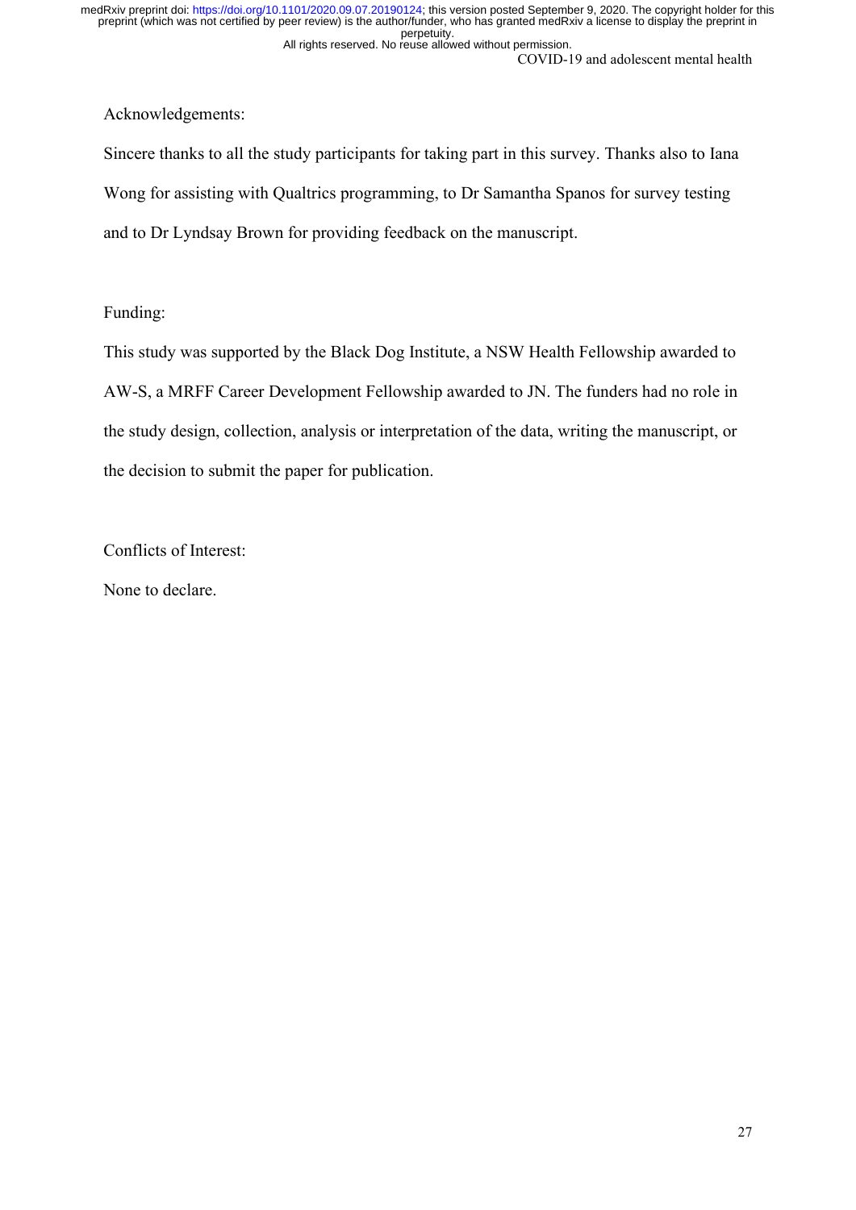Acknowledgements:

Sincere thanks to all the study participants for taking part in this survey. Thanks also to Iana Wong for assisting with Qualtrics programming, to Dr Samantha Spanos for survey testing and to Dr Lyndsay Brown for providing feedback on the manuscript.

Funding:

This study was supported by the Black Dog Institute, a NSW Health Fellowship awarded to AW-S, a MRFF Career Development Fellowship awarded to JN. The funders had no role in the study design, collection, analysis or interpretation of the data, writing the manuscript, or the decision to submit the paper for publication.

Conflicts of Interest:

None to declare.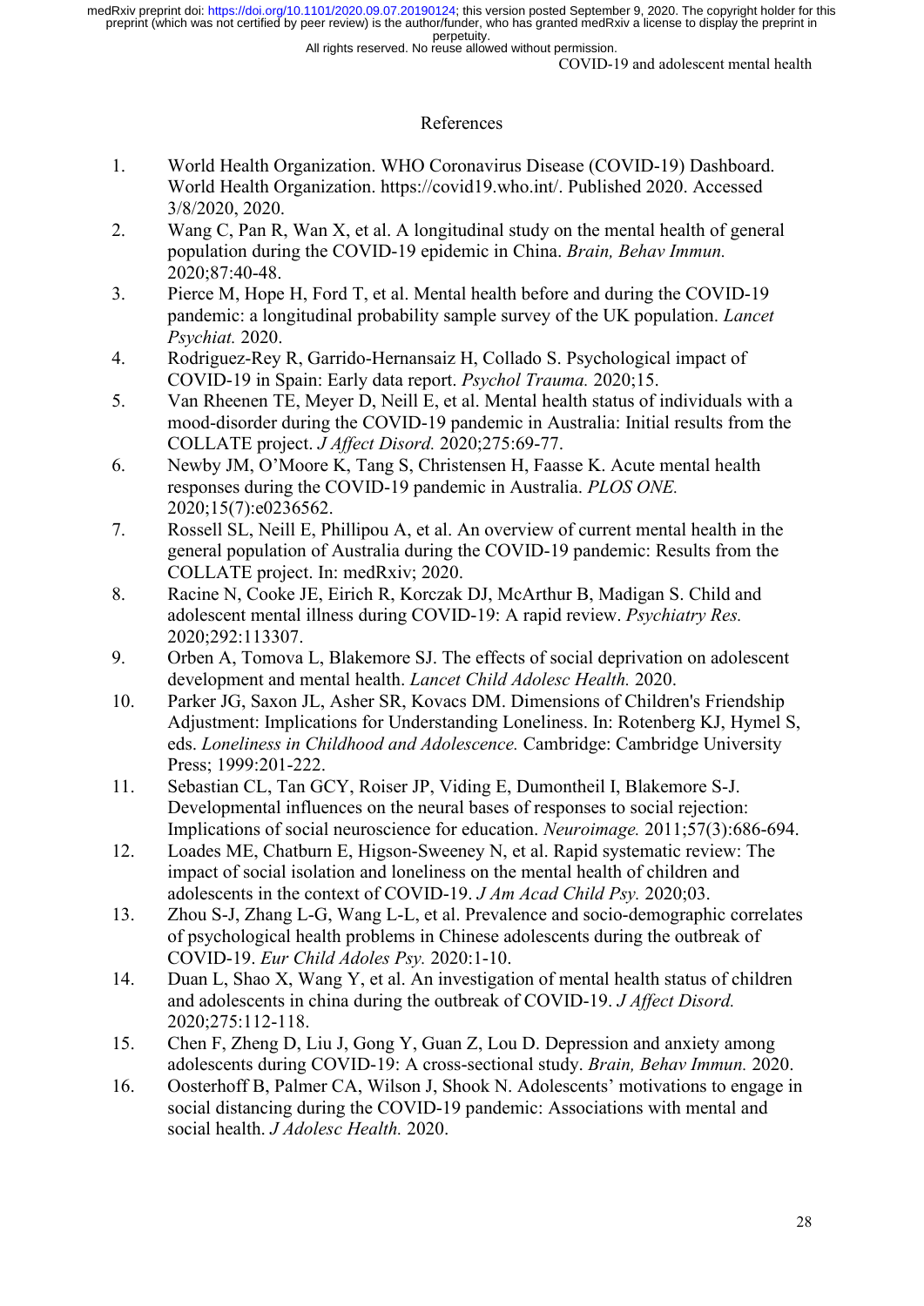# References

1. World Health Organization. WHO Coronavirus Disease (COVID-19) Dashboard. World Health Organization. https://covid19.who.int/. Published 2020. Accessed 3/8/2020, 2020.
2. Wang C, Pan R, Wan X, et al. A longitudinal study on the mental health of general population during the COVID-19 epidemic in China. *Brain, Behav Immun.* 2020;87:40-48.
3. Pierce M, Hope H, Ford T, et al. Mental health before and during the COVID-19 pandemic: a longitudinal probability sample survey of the UK population. *Lancet Psychiat.* 2020.
4. Rodriguez-Rey R, Garrido-Hernansaiz H, Collado S. Psychological impact of COVID-19 in Spain: Early data report. *Psychol Trauma.* 2020;15.
5. Van Rheenen TE, Meyer D, Neill E, et al. Mental health status of individuals with a mood-disorder during the COVID-19 pandemic in Australia: Initial results from the COLLATE project. *J Affect Disord.* 2020;275:69-77.
6. Newby JM, O'Moore K, Tang S, Christensen H, Faasse K. Acute mental health responses during the COVID-19 pandemic in Australia. *PLOS ONE.* 2020;15(7):e0236562.
7. Rossell SL, Neill E, Phillipou A, et al. An overview of current mental health in the general population of Australia during the COVID-19 pandemic: Results from the COLLATE project. In: medRxiv; 2020.
8. Racine N, Cooke JE, Eirich R, Korczak DJ, McArthur B, Madigan S. Child and adolescent mental illness during COVID-19: A rapid review. *Psychiatry Res.* 2020;292:113307.
9. Orben A, Tomova L, Blakemore SJ. The effects of social deprivation on adolescent development and mental health. *Lancet Child Adolesc Health.* 2020.
10. Parker JG, Saxon JL, Asher SR, Kovacs DM. Dimensions of Children's Friendship Adjustment: Implications for Understanding Loneliness. In: Rotenberg KJ, Hymel S, eds. *Loneliness in Childhood and Adolescence.* Cambridge: Cambridge University Press; 1999:201-222.
11. Sebastian CL, Tan GCY, Roiser JP, Viding E, Dumontheil I, Blakemore S-J. Developmental influences on the neural bases of responses to social rejection: Implications of social neuroscience for education. *Neuroimage.* 2011;57(3):686-694.
12. Loades ME, Chatburn E, Higson-Sweeney N, et al. Rapid systematic review: The impact of social isolation and loneliness on the mental health of children and adolescents in the context of COVID-19. *J Am Acad Child Psy.* 2020;03.
13. Zhou S-J, Zhang L-G, Wang L-L, et al. Prevalence and socio-demographic correlates of psychological health problems in Chinese adolescents during the outbreak of COVID-19. *Eur Child Adoles Psy.* 2020:1-10.
14. Duan L, Shao X, Wang Y, et al. An investigation of mental health status of children and adolescents in china during the outbreak of COVID-19. *J Affect Disord.* 2020;275:112-118.
15. Chen F, Zheng D, Liu J, Gong Y, Guan Z, Lou D. Depression and anxiety among adolescents during COVID-19: A cross-sectional study. *Brain, Behav Immun.* 2020.
16. Oosterhoff B, Palmer CA, Wilson J, Shook N. Adolescents' motivations to engage in social distancing during the COVID-19 pandemic: Associations with mental and social health. *J Adolesc Health.* 2020.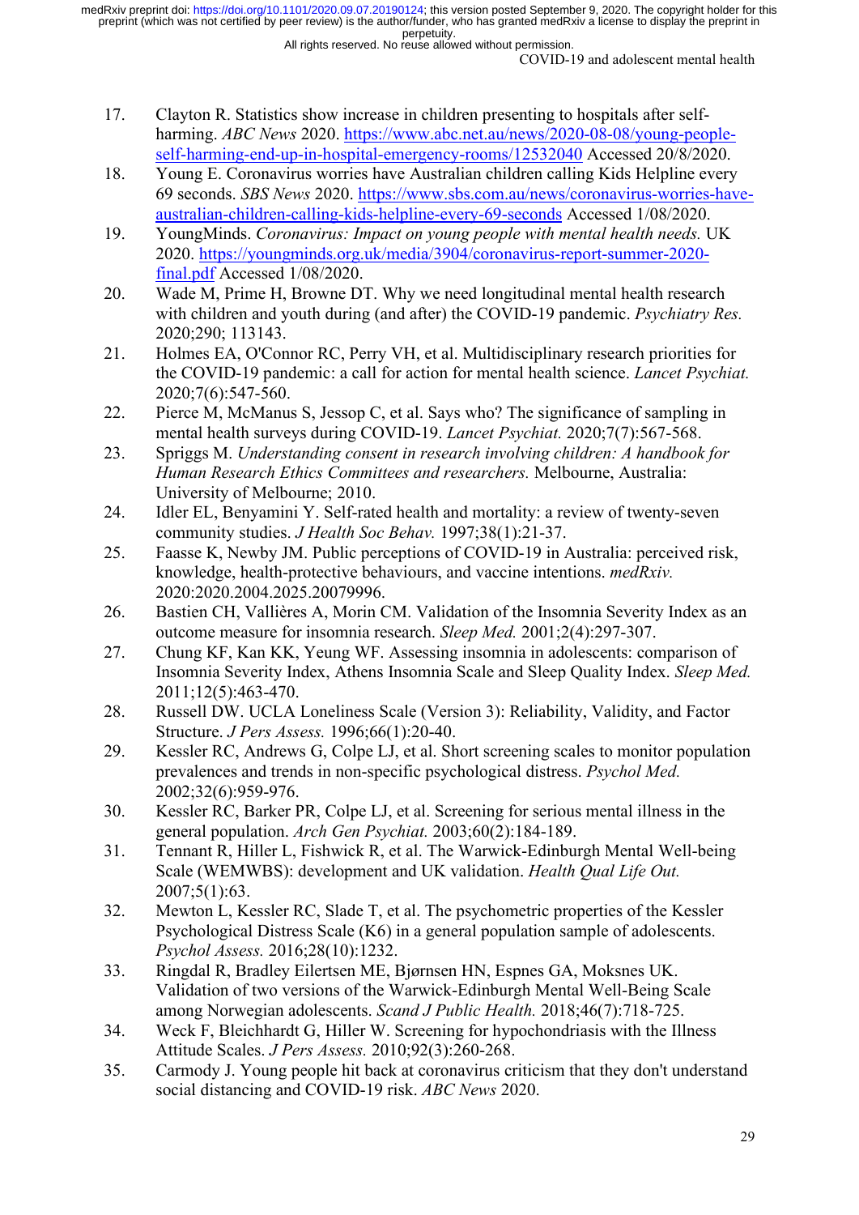17. Clayton R. Statistics show increase in children presenting to hospitals after self-harming. *ABC News* 2020. https://www.abc.net.au/news/2020-08-08/young-people-self-harming-end-up-in-hospital-emergency-rooms/12532040 Accessed 20/8/2020.
18. Young E. Coronavirus worries have Australian children calling Kids Helpline every 69 seconds. *SBS News* 2020. https://www.sbs.com.au/news/coronavirus-worries-have-australian-children-calling-kids-helpline-every-69-seconds Accessed 1/08/2020.
19. YoungMinds. *Coronavirus: Impact on young people with mental health needs.* UK 2020. https://youngminds.org.uk/media/3904/coronavirus-report-summer-2020-final.pdf Accessed 1/08/2020.
20. Wade M, Prime H, Browne DT. Why we need longitudinal mental health research with children and youth during (and after) the COVID-19 pandemic. *Psychiatry Res.* 2020;290; 113143.
21. Holmes EA, O'Connor RC, Perry VH, et al. Multidisciplinary research priorities for the COVID-19 pandemic: a call for action for mental health science. *Lancet Psychiat.* 2020;7(6):547-560.
22. Pierce M, McManus S, Jessop C, et al. Says who? The significance of sampling in mental health surveys during COVID-19. *Lancet Psychiat.* 2020;7(7):567-568.
23. Spriggs M. *Understanding consent in research involving children: A handbook for Human Research Ethics Committees and researchers.* Melbourne, Australia: University of Melbourne; 2010.
24. Idler EL, Benyamini Y. Self-rated health and mortality: a review of twenty-seven community studies. *J Health Soc Behav.* 1997;38(1):21-37.
25. Faasse K, Newby JM. Public perceptions of COVID-19 in Australia: perceived risk, knowledge, health-protective behaviours, and vaccine intentions. *medRxiv.* 2020:2020.2004.2025.20079996.
26. Bastien CH, Vallières A, Morin CM. Validation of the Insomnia Severity Index as an outcome measure for insomnia research. *Sleep Med.* 2001;2(4):297-307.
27. Chung KF, Kan KK, Yeung WF. Assessing insomnia in adolescents: comparison of Insomnia Severity Index, Athens Insomnia Scale and Sleep Quality Index. *Sleep Med.* 2011;12(5):463-470.
28. Russell DW. UCLA Loneliness Scale (Version 3): Reliability, Validity, and Factor Structure. *J Pers Assess.* 1996;66(1):20-40.
29. Kessler RC, Andrews G, Colpe LJ, et al. Short screening scales to monitor population prevalences and trends in non-specific psychological distress. *Psychol Med.* 2002;32(6):959-976.
30. Kessler RC, Barker PR, Colpe LJ, et al. Screening for serious mental illness in the general population. *Arch Gen Psychiat.* 2003;60(2):184-189.
31. Tennant R, Hiller L, Fishwick R, et al. The Warwick-Edinburgh Mental Well-being Scale (WEMWBS): development and UK validation. *Health Qual Life Out.* 2007;5(1):63.
32. Mewton L, Kessler RC, Slade T, et al. The psychometric properties of the Kessler Psychological Distress Scale (K6) in a general population sample of adolescents. *Psychol Assess.* 2016;28(10):1232.
33. Ringdal R, Bradley Eilertsen ME, Bjørnsen HN, Espnes GA, Moksnes UK. Validation of two versions of the Warwick-Edinburgh Mental Well-Being Scale among Norwegian adolescents. *Scand J Public Health.* 2018;46(7):718-725.
34. Weck F, Bleichhardt G, Hiller W. Screening for hypochondriasis with the Illness Attitude Scales. *J Pers Assess.* 2010;92(3):260-268.
35. Carmody J. Young people hit back at coronavirus criticism that they don't understand social distancing and COVID-19 risk. *ABC News* 2020.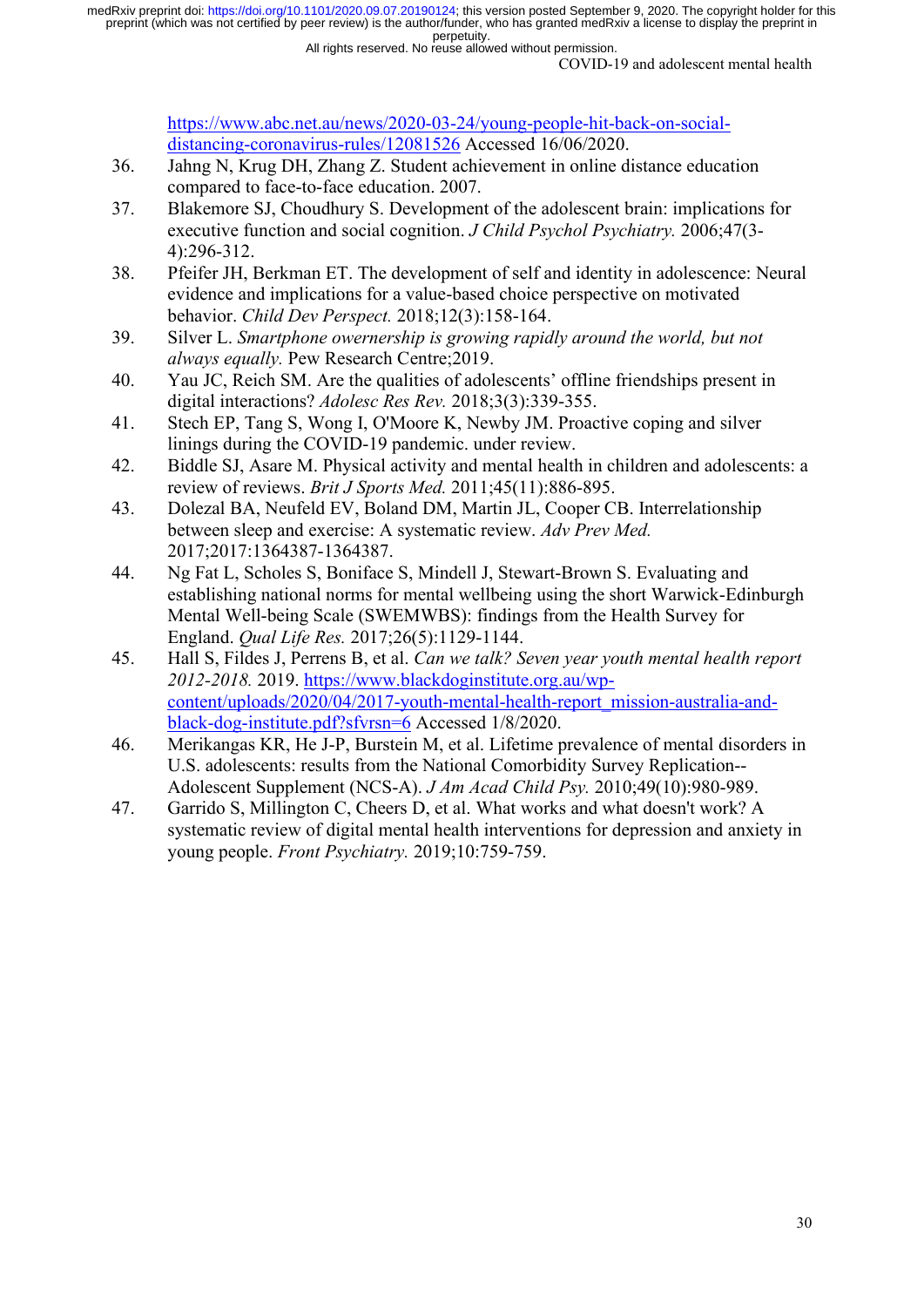https://www.abc.net.au/news/2020-03-24/young-people-hit-back-on-social-distancing-coronavirus-rules/12081526 Accessed 16/06/2020.

36. Jahng N, Krug DH, Zhang Z. Student achievement in online distance education compared to face-to-face education. 2007.
37. Blakemore SJ, Choudhury S. Development of the adolescent brain: implications for executive function and social cognition. *J Child Psychol Psychiatry.* 2006;47(3-4):296-312.
38. Pfeifer JH, Berkman ET. The development of self and identity in adolescence: Neural evidence and implications for a value-based choice perspective on motivated behavior. *Child Dev Perspect.* 2018;12(3):158-164.
39. Silver L. *Smartphone owernership is growing rapidly around the world, but not always equally.* Pew Research Centre;2019.
40. Yau JC, Reich SM. Are the qualities of adolescents' offline friendships present in digital interactions? *Adolesc Res Rev.* 2018;3(3):339-355.
41. Stech EP, Tang S, Wong I, O'Moore K, Newby JM. Proactive coping and silver linings during the COVID-19 pandemic. under review.
42. Biddle SJ, Asare M. Physical activity and mental health in children and adolescents: a review of reviews. *Brit J Sports Med.* 2011;45(11):886-895.
43. Dolezal BA, Neufeld EV, Boland DM, Martin JL, Cooper CB. Interrelationship between sleep and exercise: A systematic review. *Adv Prev Med.* 2017;2017:1364387-1364387.
44. Ng Fat L, Scholes S, Boniface S, Mindell J, Stewart-Brown S. Evaluating and establishing national norms for mental wellbeing using the short Warwick-Edinburgh Mental Well-being Scale (SWEMWBS): findings from the Health Survey for England. *Qual Life Res.* 2017;26(5):1129-1144.
45. Hall S, Fildes J, Perrens B, et al. *Can we talk? Seven year youth mental health report 2012-2018.* 2019. https://www.blackdoginstitute.org.au/wp-content/uploads/2020/04/2017-youth-mental-health-report_mission-australia-and-black-dog-institute.pdf?sfvrsn=6 Accessed 1/8/2020.
46. Merikangas KR, He J-P, Burstein M, et al. Lifetime prevalence of mental disorders in U.S. adolescents: results from the National Comorbidity Survey Replication--Adolescent Supplement (NCS-A). *J Am Acad Child Psy.* 2010;49(10):980-989.
47. Garrido S, Millington C, Cheers D, et al. What works and what doesn't work? A systematic review of digital mental health interventions for depression and anxiety in young people. *Front Psychiatry.* 2019;10:759-759.